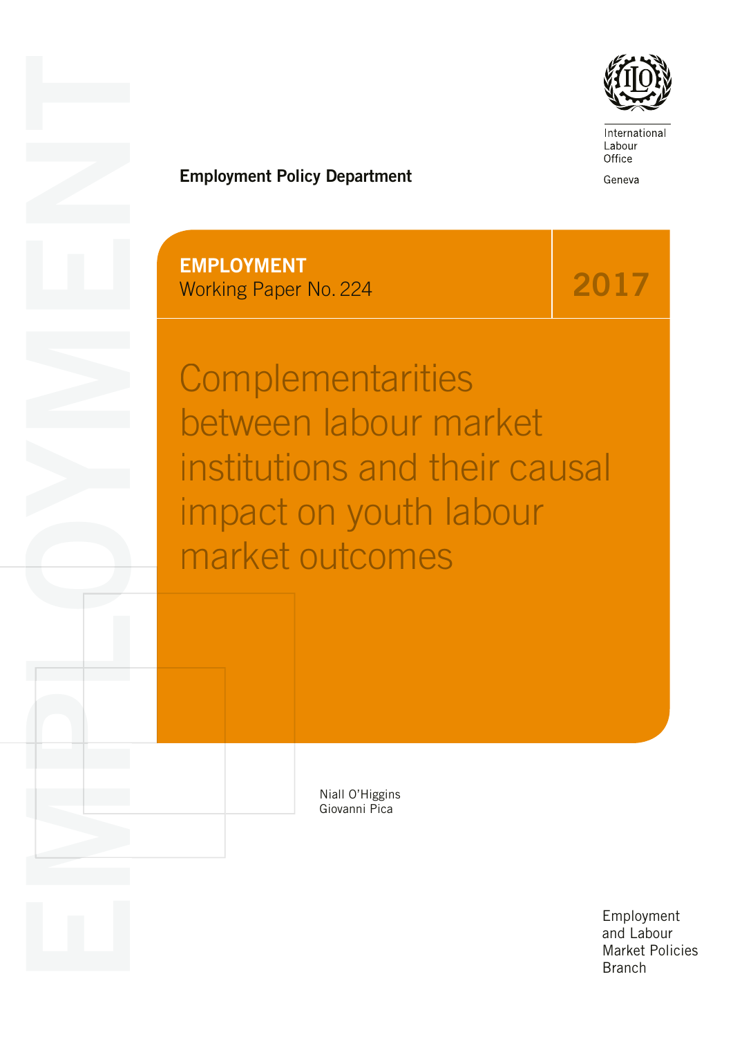International Labour Office

Geneva

**Employment Policy Department**

**EMPLOYMENT**
Working Paper No. 224

**2017**

# Complementarities between labour market institutions and their causal impact on youth labour market outcomes

Niall O'Higgins
Giovanni Pica

Employment and Labour Market Policies Branch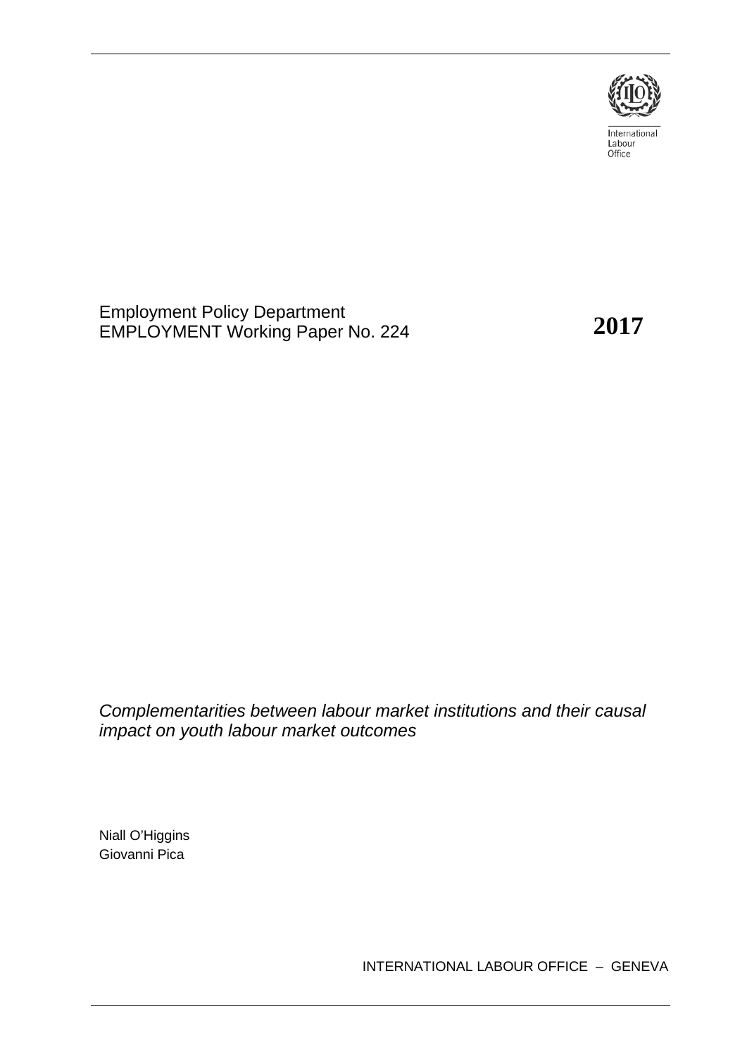International Labour Office

Employment Policy Department
EMPLOYMENT Working Paper No. 224

**2017**

*Complementarities between labour market institutions and their causal impact on youth labour market outcomes*

Niall O'Higgins
Giovanni Pica

INTERNATIONAL LABOUR OFFICE – GENEVA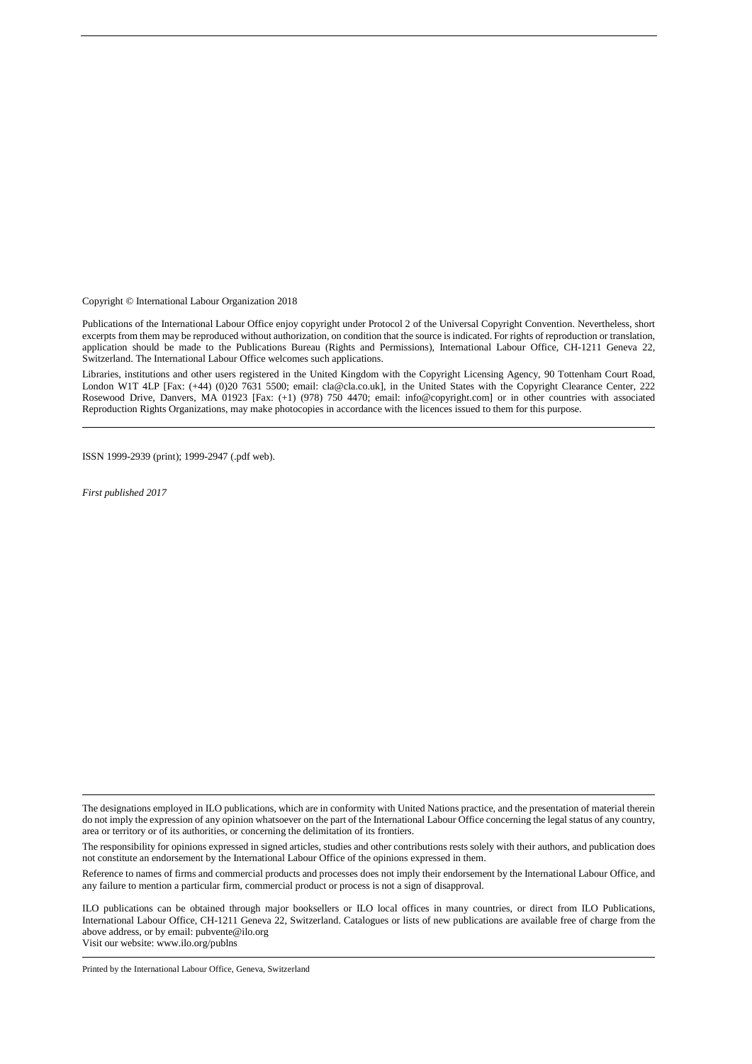Copyright © International Labour Organization 2018

Publications of the International Labour Office enjoy copyright under Protocol 2 of the Universal Copyright Convention. Nevertheless, short excerpts from them may be reproduced without authorization, on condition that the source is indicated. For rights of reproduction or translation, application should be made to the Publications Bureau (Rights and Permissions), International Labour Office, CH-1211 Geneva 22, Switzerland. The International Labour Office welcomes such applications.

Libraries, institutions and other users registered in the United Kingdom with the Copyright Licensing Agency, 90 Tottenham Court Road, London W1T 4LP [Fax: (+44) (0)20 7631 5500; email: cla@cla.co.uk], in the United States with the Copyright Clearance Center, 222 Rosewood Drive, Danvers, MA 01923 [Fax: (+1) (978) 750 4470; email: info@copyright.com] or in other countries with associated Reproduction Rights Organizations, may make photocopies in accordance with the licences issued to them for this purpose.

---

ISSN 1999-2939 (print); 1999-2947 (.pdf web).

*First published 2017*

---

The designations employed in ILO publications, which are in conformity with United Nations practice, and the presentation of material therein do not imply the expression of any opinion whatsoever on the part of the International Labour Office concerning the legal status of any country, area or territory or of its authorities, or concerning the delimitation of its frontiers.

The responsibility for opinions expressed in signed articles, studies and other contributions rests solely with their authors, and publication does not constitute an endorsement by the International Labour Office of the opinions expressed in them.

Reference to names of firms and commercial products and processes does not imply their endorsement by the International Labour Office, and any failure to mention a particular firm, commercial product or process is not a sign of disapproval.

ILO publications can be obtained through major booksellers or ILO local offices in many countries, or direct from ILO Publications, International Labour Office, CH-1211 Geneva 22, Switzerland. Catalogues or lists of new publications are available free of charge from the above address, or by email: pubvente@ilo.org
Visit our website: www.ilo.org/publns

---

Printed by the International Labour Office, Geneva, Switzerland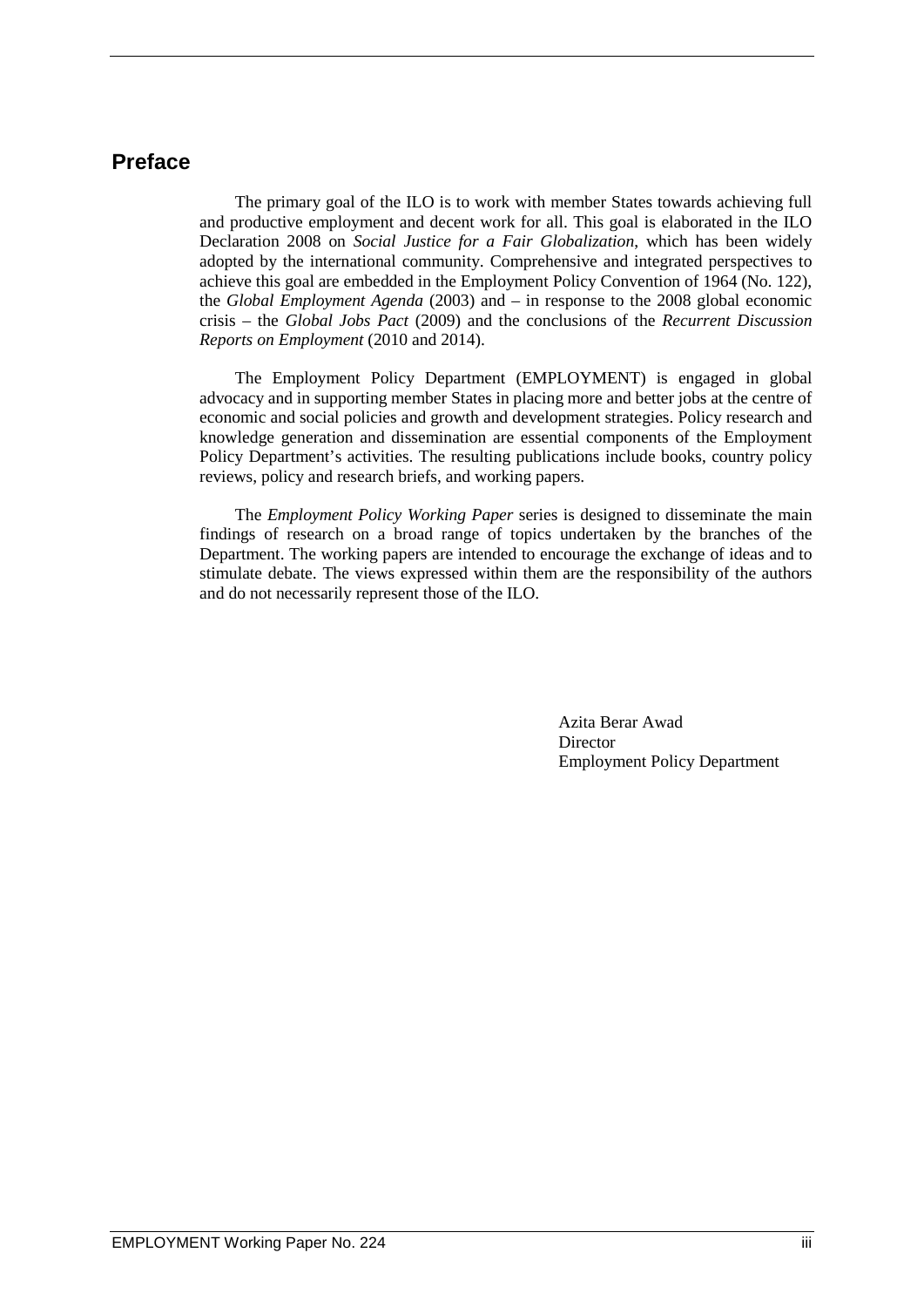## Preface

The primary goal of the ILO is to work with member States towards achieving full and productive employment and decent work for all. This goal is elaborated in the ILO Declaration 2008 on *Social Justice for a Fair Globalization*, which has been widely adopted by the international community. Comprehensive and integrated perspectives to achieve this goal are embedded in the Employment Policy Convention of 1964 (No. 122), the *Global Employment Agenda* (2003) and – in response to the 2008 global economic crisis – the *Global Jobs Pact* (2009) and the conclusions of the *Recurrent Discussion Reports on Employment* (2010 and 2014).

The Employment Policy Department (EMPLOYMENT) is engaged in global advocacy and in supporting member States in placing more and better jobs at the centre of economic and social policies and growth and development strategies. Policy research and knowledge generation and dissemination are essential components of the Employment Policy Department's activities. The resulting publications include books, country policy reviews, policy and research briefs, and working papers.

The *Employment Policy Working Paper* series is designed to disseminate the main findings of research on a broad range of topics undertaken by the branches of the Department. The working papers are intended to encourage the exchange of ideas and to stimulate debate. The views expressed within them are the responsibility of the authors and do not necessarily represent those of the ILO.

Azita Berar Awad
Director
Employment Policy Department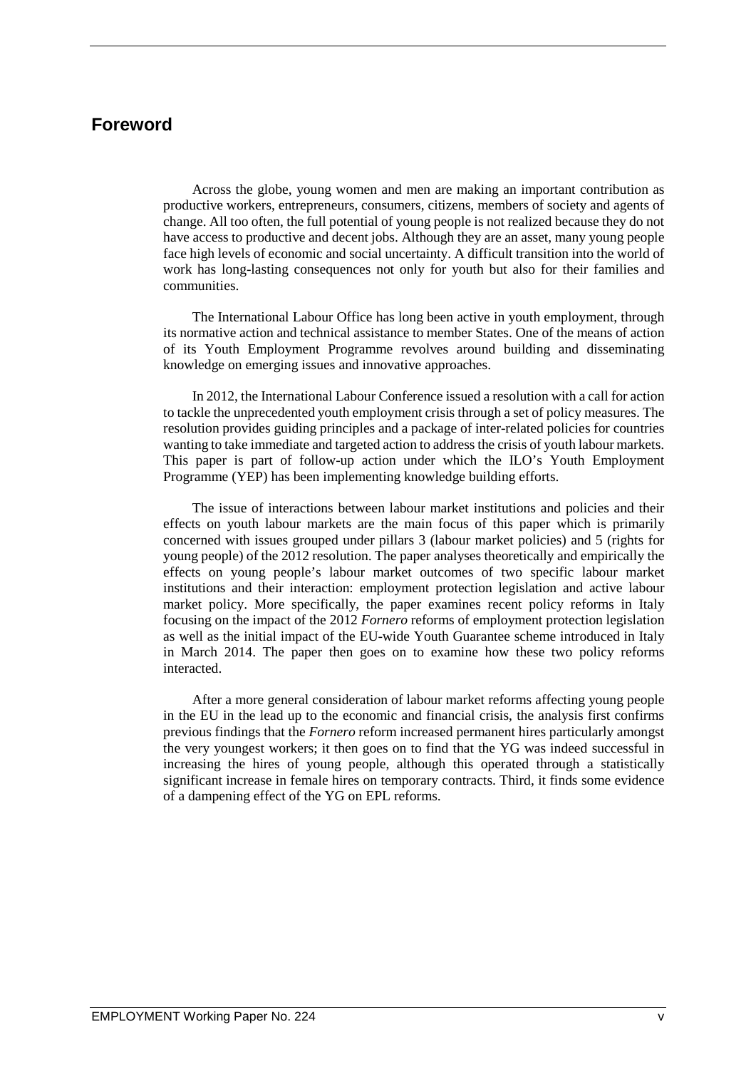## Foreword

Across the globe, young women and men are making an important contribution as productive workers, entrepreneurs, consumers, citizens, members of society and agents of change. All too often, the full potential of young people is not realized because they do not have access to productive and decent jobs. Although they are an asset, many young people face high levels of economic and social uncertainty. A difficult transition into the world of work has long-lasting consequences not only for youth but also for their families and communities.

The International Labour Office has long been active in youth employment, through its normative action and technical assistance to member States. One of the means of action of its Youth Employment Programme revolves around building and disseminating knowledge on emerging issues and innovative approaches.

In 2012, the International Labour Conference issued a resolution with a call for action to tackle the unprecedented youth employment crisis through a set of policy measures. The resolution provides guiding principles and a package of inter-related policies for countries wanting to take immediate and targeted action to address the crisis of youth labour markets. This paper is part of follow-up action under which the ILO's Youth Employment Programme (YEP) has been implementing knowledge building efforts.

The issue of interactions between labour market institutions and policies and their effects on youth labour markets are the main focus of this paper which is primarily concerned with issues grouped under pillars 3 (labour market policies) and 5 (rights for young people) of the 2012 resolution. The paper analyses theoretically and empirically the effects on young people's labour market outcomes of two specific labour market institutions and their interaction: employment protection legislation and active labour market policy. More specifically, the paper examines recent policy reforms in Italy focusing on the impact of the 2012 *Fornero* reforms of employment protection legislation as well as the initial impact of the EU-wide Youth Guarantee scheme introduced in Italy in March 2014. The paper then goes on to examine how these two policy reforms interacted.

After a more general consideration of labour market reforms affecting young people in the EU in the lead up to the economic and financial crisis, the analysis first confirms previous findings that the *Fornero* reform increased permanent hires particularly amongst the very youngest workers; it then goes on to find that the YG was indeed successful in increasing the hires of young people, although this operated through a statistically significant increase in female hires on temporary contracts. Third, it finds some evidence of a dampening effect of the YG on EPL reforms.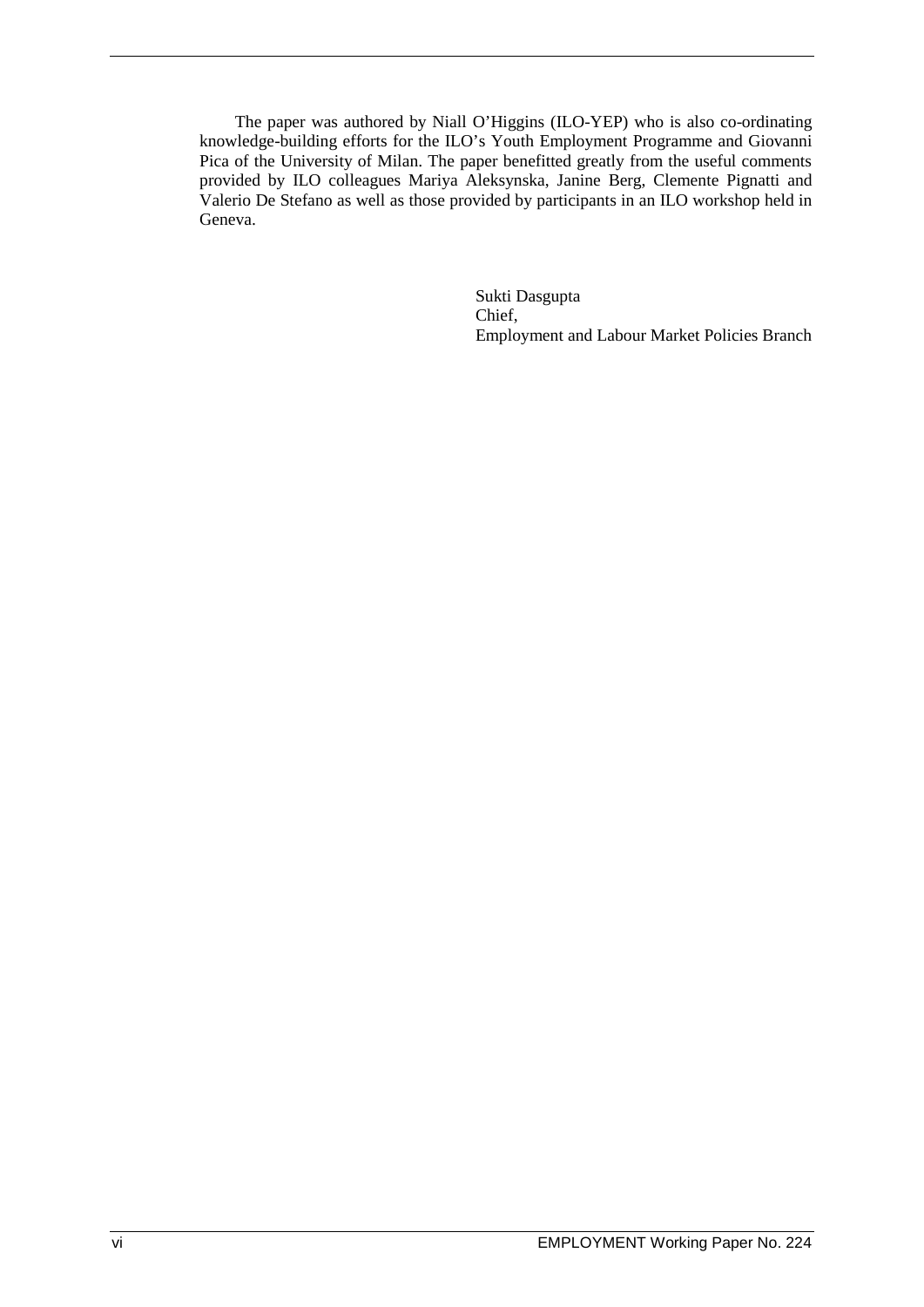The paper was authored by Niall O'Higgins (ILO-YEP) who is also co-ordinating knowledge-building efforts for the ILO's Youth Employment Programme and Giovanni Pica of the University of Milan. The paper benefitted greatly from the useful comments provided by ILO colleagues Mariya Aleksynska, Janine Berg, Clemente Pignatti and Valerio De Stefano as well as those provided by participants in an ILO workshop held in Geneva.

Sukti Dasgupta
Chief,
Employment and Labour Market Policies Branch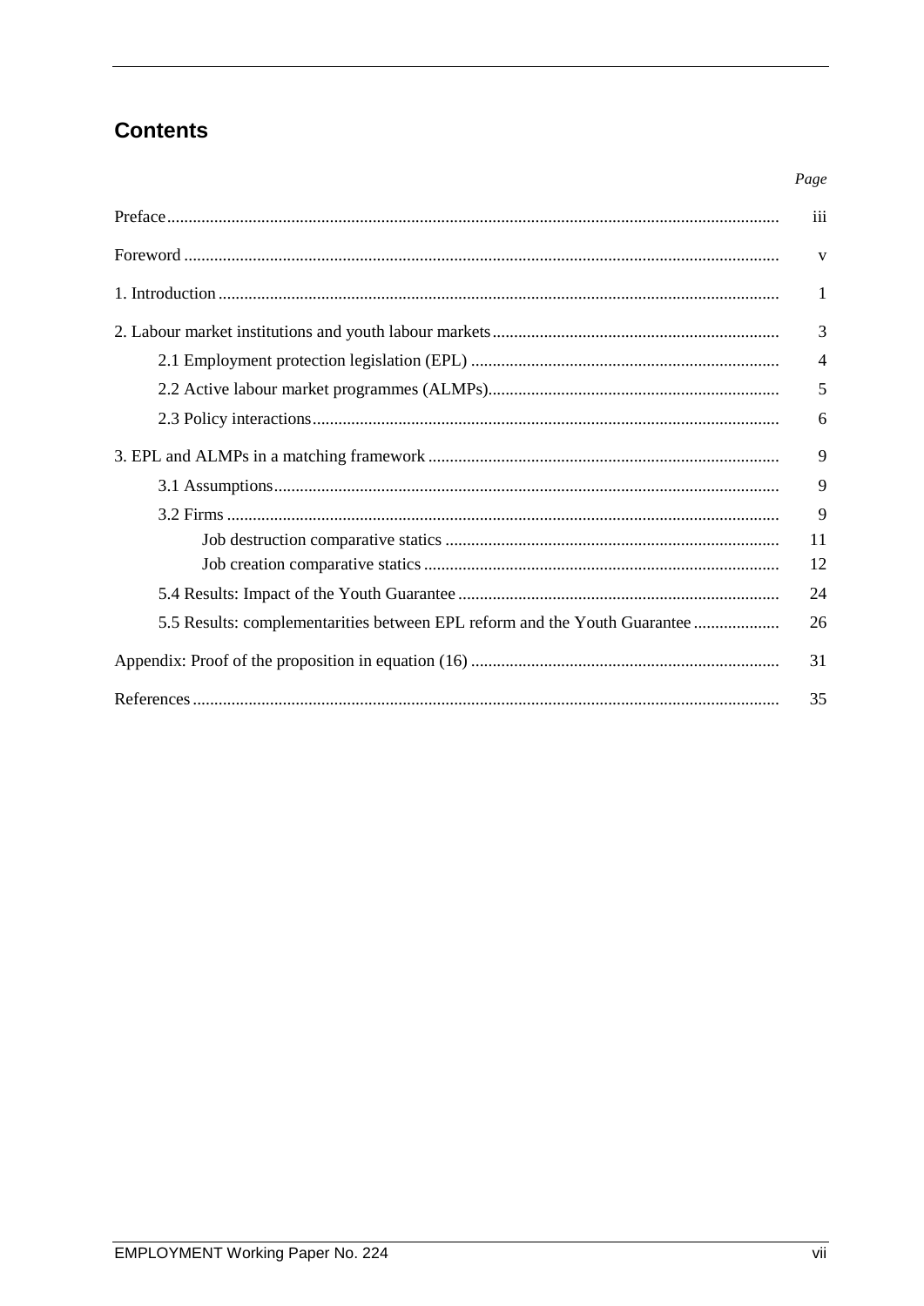## Contents

| | Page |
|---|---|
| Preface | iii |
| Foreword | v |
| 1. Introduction | 1 |
| 2. Labour market institutions and youth labour markets | 3 |
|     2.1 Employment protection legislation (EPL) | 4 |
|     2.2 Active labour market programmes (ALMPs) | 5 |
|     2.3 Policy interactions | 6 |
| 3. EPL and ALMPs in a matching framework | 9 |
|     3.1 Assumptions | 9 |
|     3.2 Firms | 9 |
|         Job destruction comparative statics | 11 |
|         Job creation comparative statics | 12 |
|     5.4 Results: Impact of the Youth Guarantee | 24 |
|     5.5 Results: complementarities between EPL reform and the Youth Guarantee | 26 |
| Appendix: Proof of the proposition in equation (16) | 31 |
| References | 35 |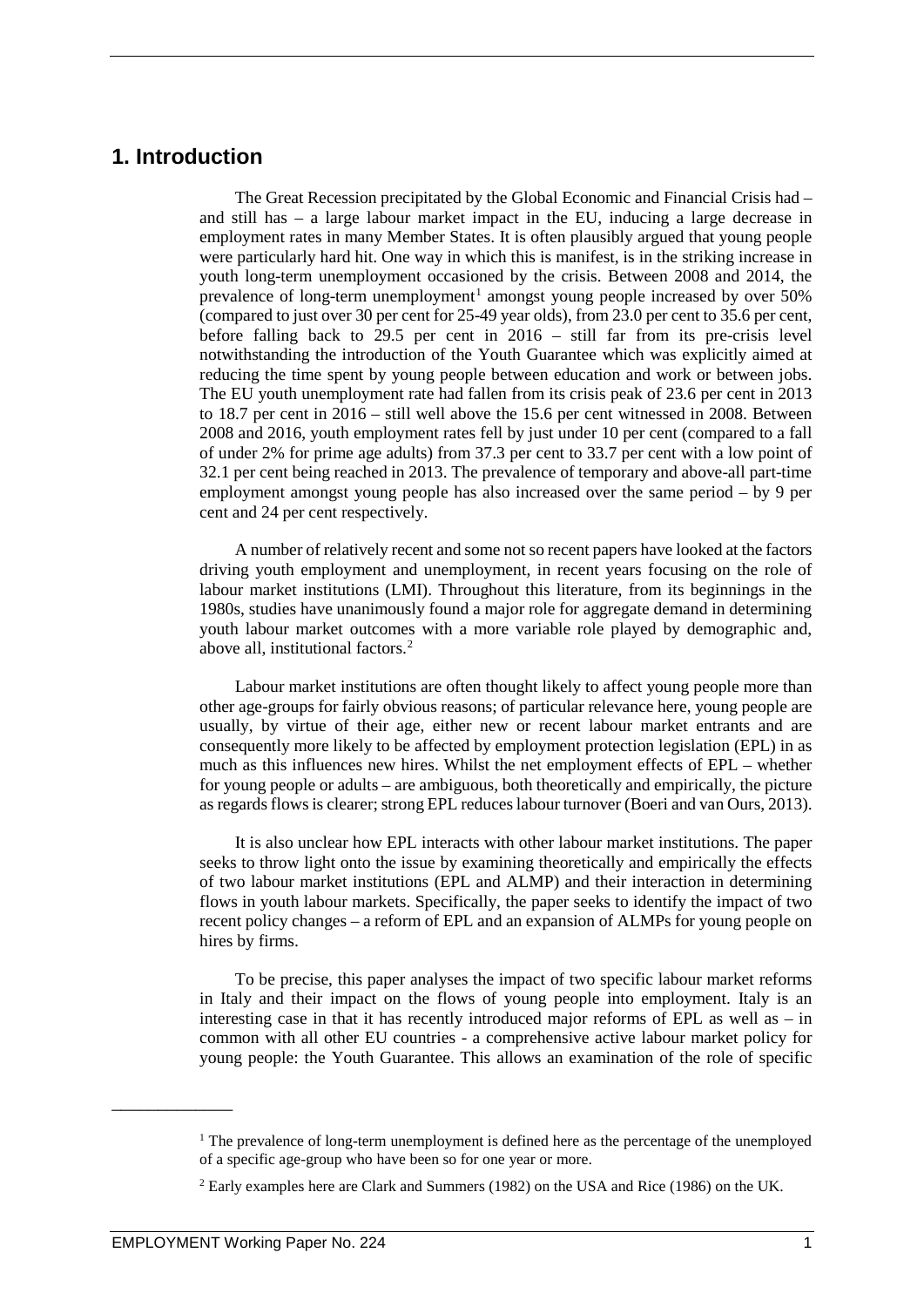# 1. Introduction

The Great Recession precipitated by the Global Economic and Financial Crisis had – and still has – a large labour market impact in the EU, inducing a large decrease in employment rates in many Member States. It is often plausibly argued that young people were particularly hard hit. One way in which this is manifest, is in the striking increase in youth long-term unemployment occasioned by the crisis. Between 2008 and 2014, the prevalence of long-term unemployment[1] amongst young people increased by over 50% (compared to just over 30 per cent for 25-49 year olds), from 23.0 per cent to 35.6 per cent, before falling back to 29.5 per cent in 2016 – still far from its pre-crisis level notwithstanding the introduction of the Youth Guarantee which was explicitly aimed at reducing the time spent by young people between education and work or between jobs. The EU youth unemployment rate had fallen from its crisis peak of 23.6 per cent in 2013 to 18.7 per cent in 2016 – still well above the 15.6 per cent witnessed in 2008. Between 2008 and 2016, youth employment rates fell by just under 10 per cent (compared to a fall of under 2% for prime age adults) from 37.3 per cent to 33.7 per cent with a low point of 32.1 per cent being reached in 2013. The prevalence of temporary and above-all part-time employment amongst young people has also increased over the same period – by 9 per cent and 24 per cent respectively.

A number of relatively recent and some not so recent papers have looked at the factors driving youth employment and unemployment, in recent years focusing on the role of labour market institutions (LMI). Throughout this literature, from its beginnings in the 1980s, studies have unanimously found a major role for aggregate demand in determining youth labour market outcomes with a more variable role played by demographic and, above all, institutional factors.[2]

Labour market institutions are often thought likely to affect young people more than other age-groups for fairly obvious reasons; of particular relevance here, young people are usually, by virtue of their age, either new or recent labour market entrants and are consequently more likely to be affected by employment protection legislation (EPL) in as much as this influences new hires. Whilst the net employment effects of EPL – whether for young people or adults – are ambiguous, both theoretically and empirically, the picture as regards flows is clearer; strong EPL reduces labour turnover (Boeri and van Ours, 2013).

It is also unclear how EPL interacts with other labour market institutions. The paper seeks to throw light onto the issue by examining theoretically and empirically the effects of two labour market institutions (EPL and ALMP) and their interaction in determining flows in youth labour markets. Specifically, the paper seeks to identify the impact of two recent policy changes – a reform of EPL and an expansion of ALMPs for young people on hires by firms.

To be precise, this paper analyses the impact of two specific labour market reforms in Italy and their impact on the flows of young people into employment. Italy is an interesting case in that it has recently introduced major reforms of EPL as well as – in common with all other EU countries - a comprehensive active labour market policy for young people: the Youth Guarantee. This allows an examination of the role of specific

[1] The prevalence of long-term unemployment is defined here as the percentage of the unemployed of a specific age-group who have been so for one year or more.

[2] Early examples here are Clark and Summers (1982) on the USA and Rice (1986) on the UK.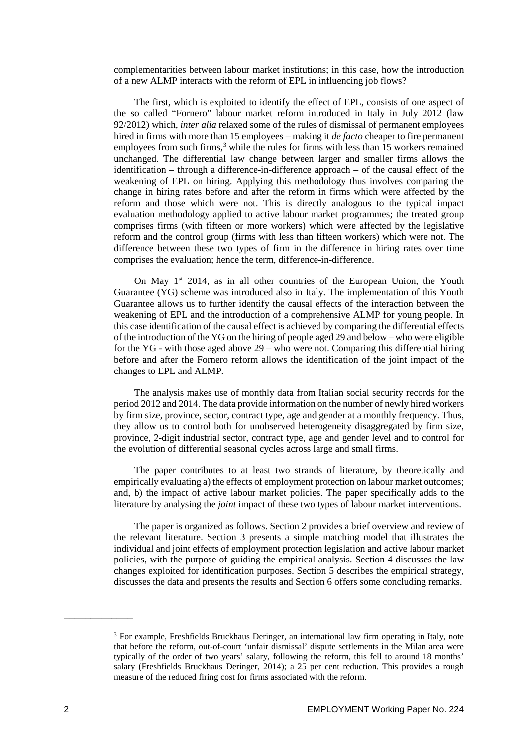complementarities between labour market institutions; in this case, how the introduction of a new ALMP interacts with the reform of EPL in influencing job flows?

The first, which is exploited to identify the effect of EPL, consists of one aspect of the so called "Fornero" labour market reform introduced in Italy in July 2012 (law 92/2012) which, *inter alia* relaxed some of the rules of dismissal of permanent employees hired in firms with more than 15 employees – making it *de facto* cheaper to fire permanent employees from such firms,[3] while the rules for firms with less than 15 workers remained unchanged. The differential law change between larger and smaller firms allows the identification – through a difference-in-difference approach – of the causal effect of the weakening of EPL on hiring. Applying this methodology thus involves comparing the change in hiring rates before and after the reform in firms which were affected by the reform and those which were not. This is directly analogous to the typical impact evaluation methodology applied to active labour market programmes; the treated group comprises firms (with fifteen or more workers) which were affected by the legislative reform and the control group (firms with less than fifteen workers) which were not. The difference between these two types of firm in the difference in hiring rates over time comprises the evaluation; hence the term, difference-in-difference.

On May 1st 2014, as in all other countries of the European Union, the Youth Guarantee (YG) scheme was introduced also in Italy. The implementation of this Youth Guarantee allows us to further identify the causal effects of the interaction between the weakening of EPL and the introduction of a comprehensive ALMP for young people. In this case identification of the causal effect is achieved by comparing the differential effects of the introduction of the YG on the hiring of people aged 29 and below – who were eligible for the YG - with those aged above 29 – who were not. Comparing this differential hiring before and after the Fornero reform allows the identification of the joint impact of the changes to EPL and ALMP.

The analysis makes use of monthly data from Italian social security records for the period 2012 and 2014. The data provide information on the number of newly hired workers by firm size, province, sector, contract type, age and gender at a monthly frequency. Thus, they allow us to control both for unobserved heterogeneity disaggregated by firm size, province, 2-digit industrial sector, contract type, age and gender level and to control for the evolution of differential seasonal cycles across large and small firms.

The paper contributes to at least two strands of literature, by theoretically and empirically evaluating a) the effects of employment protection on labour market outcomes; and, b) the impact of active labour market policies. The paper specifically adds to the literature by analysing the *joint* impact of these two types of labour market interventions.

The paper is organized as follows. Section 2 provides a brief overview and review of the relevant literature. Section 3 presents a simple matching model that illustrates the individual and joint effects of employment protection legislation and active labour market policies, with the purpose of guiding the empirical analysis. Section 4 discusses the law changes exploited for identification purposes. Section 5 describes the empirical strategy, discusses the data and presents the results and Section 6 offers some concluding remarks.

---

[3] For example, Freshfields Bruckhaus Deringer, an international law firm operating in Italy, note that before the reform, out-of-court 'unfair dismissal' dispute settlements in the Milan area were typically of the order of two years' salary, following the reform, this fell to around 18 months' salary (Freshfields Bruckhaus Deringer, 2014); a 25 per cent reduction. This provides a rough measure of the reduced firing cost for firms associated with the reform.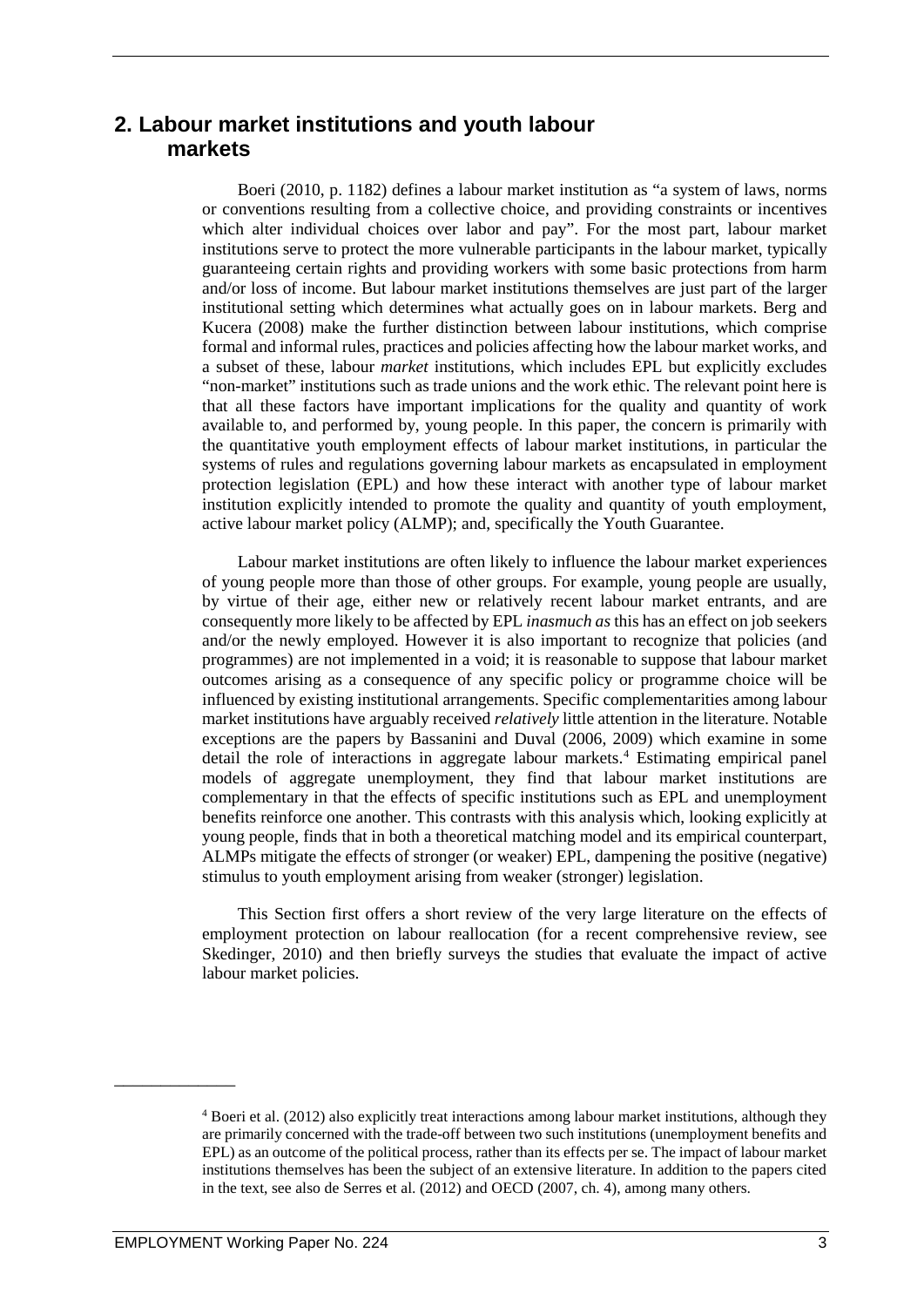## 2. Labour market institutions and youth labour markets

Boeri (2010, p. 1182) defines a labour market institution as "a system of laws, norms or conventions resulting from a collective choice, and providing constraints or incentives which alter individual choices over labor and pay". For the most part, labour market institutions serve to protect the more vulnerable participants in the labour market, typically guaranteeing certain rights and providing workers with some basic protections from harm and/or loss of income. But labour market institutions themselves are just part of the larger institutional setting which determines what actually goes on in labour markets. Berg and Kucera (2008) make the further distinction between labour institutions, which comprise formal and informal rules, practices and policies affecting how the labour market works, and a subset of these, labour *market* institutions, which includes EPL but explicitly excludes "non-market" institutions such as trade unions and the work ethic. The relevant point here is that all these factors have important implications for the quality and quantity of work available to, and performed by, young people. In this paper, the concern is primarily with the quantitative youth employment effects of labour market institutions, in particular the systems of rules and regulations governing labour markets as encapsulated in employment protection legislation (EPL) and how these interact with another type of labour market institution explicitly intended to promote the quality and quantity of youth employment, active labour market policy (ALMP); and, specifically the Youth Guarantee.

Labour market institutions are often likely to influence the labour market experiences of young people more than those of other groups. For example, young people are usually, by virtue of their age, either new or relatively recent labour market entrants, and are consequently more likely to be affected by EPL *inasmuch as* this has an effect on job seekers and/or the newly employed. However it is also important to recognize that policies (and programmes) are not implemented in a void; it is reasonable to suppose that labour market outcomes arising as a consequence of any specific policy or programme choice will be influenced by existing institutional arrangements. Specific complementarities among labour market institutions have arguably received *relatively* little attention in the literature. Notable exceptions are the papers by Bassanini and Duval (2006, 2009) which examine in some detail the role of interactions in aggregate labour markets.[4] Estimating empirical panel models of aggregate unemployment, they find that labour market institutions are complementary in that the effects of specific institutions such as EPL and unemployment benefits reinforce one another. This contrasts with this analysis which, looking explicitly at young people, finds that in both a theoretical matching model and its empirical counterpart, ALMPs mitigate the effects of stronger (or weaker) EPL, dampening the positive (negative) stimulus to youth employment arising from weaker (stronger) legislation.

This Section first offers a short review of the very large literature on the effects of employment protection on labour reallocation (for a recent comprehensive review, see Skedinger, 2010) and then briefly surveys the studies that evaluate the impact of active labour market policies.

---

[4] Boeri et al. (2012) also explicitly treat interactions among labour market institutions, although they are primarily concerned with the trade-off between two such institutions (unemployment benefits and EPL) as an outcome of the political process, rather than its effects per se. The impact of labour market institutions themselves has been the subject of an extensive literature. In addition to the papers cited in the text, see also de Serres et al. (2012) and OECD (2007, ch. 4), among many others.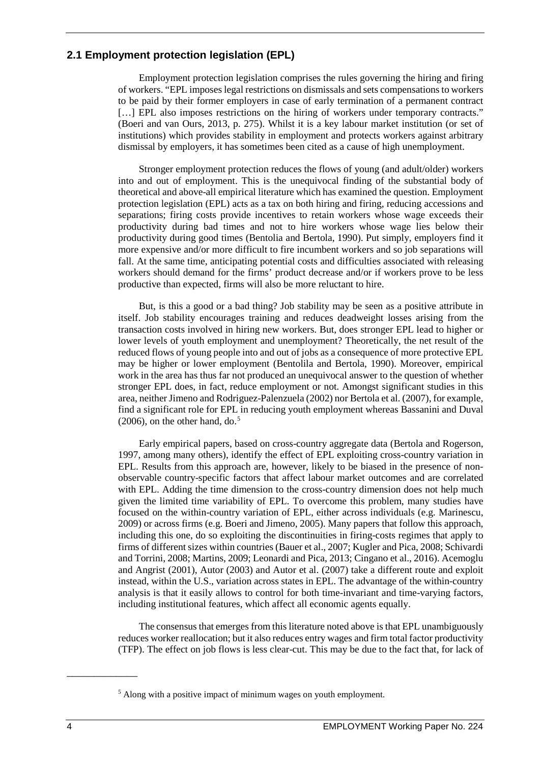## 2.1 Employment protection legislation (EPL)

Employment protection legislation comprises the rules governing the hiring and firing of workers. "EPL imposes legal restrictions on dismissals and sets compensations to workers to be paid by their former employers in case of early termination of a permanent contract [...] EPL also imposes restrictions on the hiring of workers under temporary contracts." (Boeri and van Ours, 2013, p. 275). Whilst it is a key labour market institution (or set of institutions) which provides stability in employment and protects workers against arbitrary dismissal by employers, it has sometimes been cited as a cause of high unemployment.

Stronger employment protection reduces the flows of young (and adult/older) workers into and out of employment. This is the unequivocal finding of the substantial body of theoretical and above-all empirical literature which has examined the question. Employment protection legislation (EPL) acts as a tax on both hiring and firing, reducing accessions and separations; firing costs provide incentives to retain workers whose wage exceeds their productivity during bad times and not to hire workers whose wage lies below their productivity during good times (Bentolia and Bertola, 1990). Put simply, employers find it more expensive and/or more difficult to fire incumbent workers and so job separations will fall. At the same time, anticipating potential costs and difficulties associated with releasing workers should demand for the firms' product decrease and/or if workers prove to be less productive than expected, firms will also be more reluctant to hire.

But, is this a good or a bad thing? Job stability may be seen as a positive attribute in itself. Job stability encourages training and reduces deadweight losses arising from the transaction costs involved in hiring new workers. But, does stronger EPL lead to higher or lower levels of youth employment and unemployment? Theoretically, the net result of the reduced flows of young people into and out of jobs as a consequence of more protective EPL may be higher or lower employment (Bentolila and Bertola, 1990). Moreover, empirical work in the area has thus far not produced an unequivocal answer to the question of whether stronger EPL does, in fact, reduce employment or not. Amongst significant studies in this area, neither Jimeno and Rodriguez-Palenzuela (2002) nor Bertola et al. (2007), for example, find a significant role for EPL in reducing youth employment whereas Bassanini and Duval (2006), on the other hand, do.[5]

Early empirical papers, based on cross-country aggregate data (Bertola and Rogerson, 1997, among many others), identify the effect of EPL exploiting cross-country variation in EPL. Results from this approach are, however, likely to be biased in the presence of non-observable country-specific factors that affect labour market outcomes and are correlated with EPL. Adding the time dimension to the cross-country dimension does not help much given the limited time variability of EPL. To overcome this problem, many studies have focused on the within-country variation of EPL, either across individuals (e.g. Marinescu, 2009) or across firms (e.g. Boeri and Jimeno, 2005). Many papers that follow this approach, including this one, do so exploiting the discontinuities in firing-costs regimes that apply to firms of different sizes within countries (Bauer et al., 2007; Kugler and Pica, 2008; Schivardi and Torrini, 2008; Martins, 2009; Leonardi and Pica, 2013; Cingano et al., 2016). Acemoglu and Angrist (2001), Autor (2003) and Autor et al. (2007) take a different route and exploit instead, within the U.S., variation across states in EPL. The advantage of the within-country analysis is that it easily allows to control for both time-invariant and time-varying factors, including institutional features, which affect all economic agents equally.

The consensus that emerges from this literature noted above is that EPL unambiguously reduces worker reallocation; but it also reduces entry wages and firm total factor productivity (TFP). The effect on job flows is less clear-cut. This may be due to the fact that, for lack of

[5] Along with a positive impact of minimum wages on youth employment.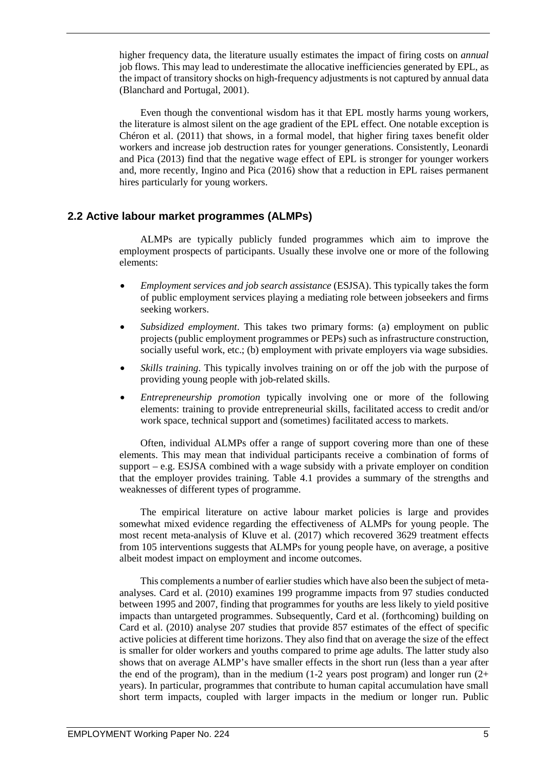higher frequency data, the literature usually estimates the impact of firing costs on *annual* job flows. This may lead to underestimate the allocative inefficiencies generated by EPL, as the impact of transitory shocks on high-frequency adjustments is not captured by annual data (Blanchard and Portugal, 2001).

Even though the conventional wisdom has it that EPL mostly harms young workers, the literature is almost silent on the age gradient of the EPL effect. One notable exception is Chéron et al. (2011) that shows, in a formal model, that higher firing taxes benefit older workers and increase job destruction rates for younger generations. Consistently, Leonardi and Pica (2013) find that the negative wage effect of EPL is stronger for younger workers and, more recently, Ingino and Pica (2016) show that a reduction in EPL raises permanent hires particularly for young workers.

## 2.2 Active labour market programmes (ALMPs)

ALMPs are typically publicly funded programmes which aim to improve the employment prospects of participants. Usually these involve one or more of the following elements:

- *Employment services and job search assistance* (ESJSA). This typically takes the form of public employment services playing a mediating role between jobseekers and firms seeking workers.
- *Subsidized employment*. This takes two primary forms: (a) employment on public projects (public employment programmes or PEPs) such as infrastructure construction, socially useful work, etc.; (b) employment with private employers via wage subsidies.
- *Skills training*. This typically involves training on or off the job with the purpose of providing young people with job-related skills.
- *Entrepreneurship promotion* typically involving one or more of the following elements: training to provide entrepreneurial skills, facilitated access to credit and/or work space, technical support and (sometimes) facilitated access to markets.

Often, individual ALMPs offer a range of support covering more than one of these elements. This may mean that individual participants receive a combination of forms of support – e.g. ESJSA combined with a wage subsidy with a private employer on condition that the employer provides training. Table 4.1 provides a summary of the strengths and weaknesses of different types of programme.

The empirical literature on active labour market policies is large and provides somewhat mixed evidence regarding the effectiveness of ALMPs for young people. The most recent meta-analysis of Kluve et al. (2017) which recovered 3629 treatment effects from 105 interventions suggests that ALMPs for young people have, on average, a positive albeit modest impact on employment and income outcomes.

This complements a number of earlier studies which have also been the subject of meta-analyses. Card et al. (2010) examines 199 programme impacts from 97 studies conducted between 1995 and 2007, finding that programmes for youths are less likely to yield positive impacts than untargeted programmes. Subsequently, Card et al. (forthcoming) building on Card et al. (2010) analyse 207 studies that provide 857 estimates of the effect of specific active policies at different time horizons. They also find that on average the size of the effect is smaller for older workers and youths compared to prime age adults. The latter study also shows that on average ALMP's have smaller effects in the short run (less than a year after the end of the program), than in the medium (1-2 years post program) and longer run (2+ years). In particular, programmes that contribute to human capital accumulation have small short term impacts, coupled with larger impacts in the medium or longer run. Public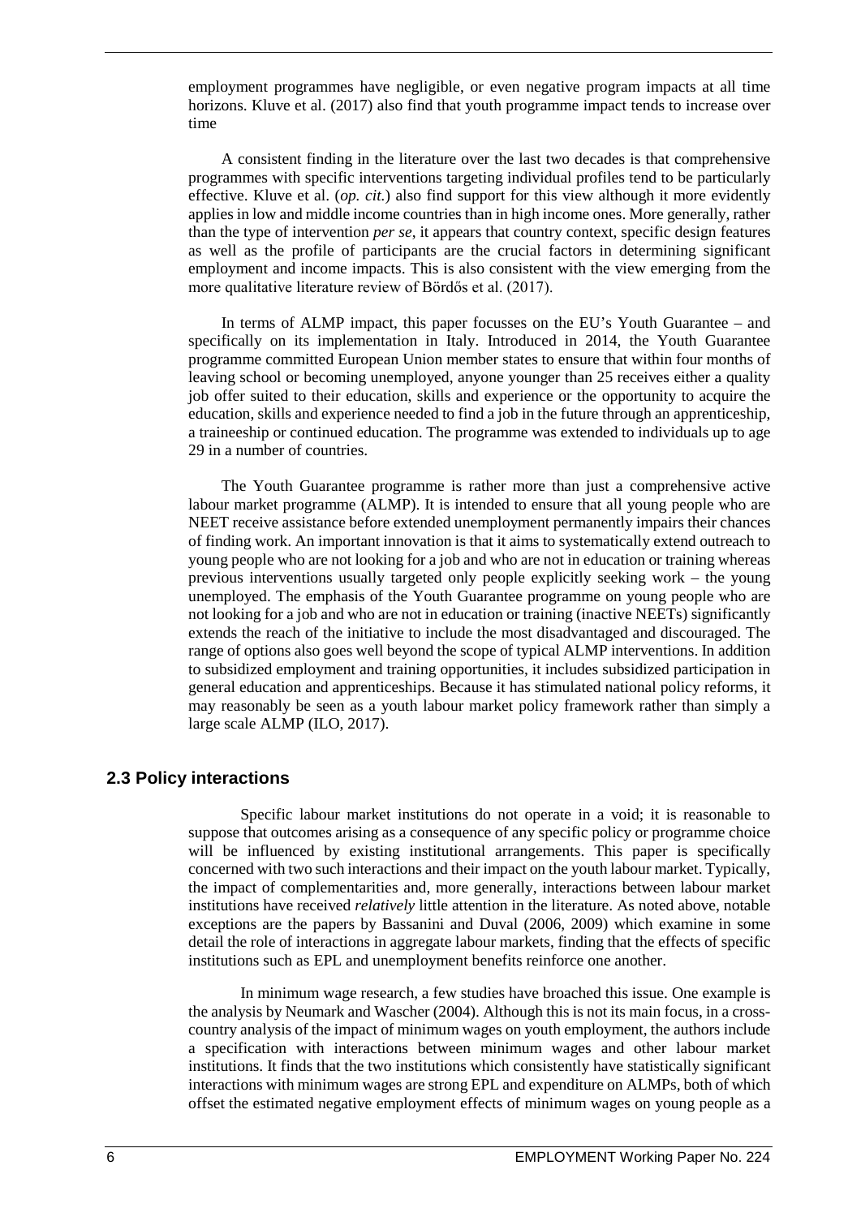employment programmes have negligible, or even negative program impacts at all time horizons. Kluve et al. (2017) also find that youth programme impact tends to increase over time

A consistent finding in the literature over the last two decades is that comprehensive programmes with specific interventions targeting individual profiles tend to be particularly effective. Kluve et al. (*op. cit.*) also find support for this view although it more evidently applies in low and middle income countries than in high income ones. More generally, rather than the type of intervention *per se*, it appears that country context, specific design features as well as the profile of participants are the crucial factors in determining significant employment and income impacts. This is also consistent with the view emerging from the more qualitative literature review of Bördős et al. (2017).

In terms of ALMP impact, this paper focusses on the EU's Youth Guarantee – and specifically on its implementation in Italy. Introduced in 2014, the Youth Guarantee programme committed European Union member states to ensure that within four months of leaving school or becoming unemployed, anyone younger than 25 receives either a quality job offer suited to their education, skills and experience or the opportunity to acquire the education, skills and experience needed to find a job in the future through an apprenticeship, a traineeship or continued education. The programme was extended to individuals up to age 29 in a number of countries.

The Youth Guarantee programme is rather more than just a comprehensive active labour market programme (ALMP). It is intended to ensure that all young people who are NEET receive assistance before extended unemployment permanently impairs their chances of finding work. An important innovation is that it aims to systematically extend outreach to young people who are not looking for a job and who are not in education or training whereas previous interventions usually targeted only people explicitly seeking work – the young unemployed. The emphasis of the Youth Guarantee programme on young people who are not looking for a job and who are not in education or training (inactive NEETs) significantly extends the reach of the initiative to include the most disadvantaged and discouraged. The range of options also goes well beyond the scope of typical ALMP interventions. In addition to subsidized employment and training opportunities, it includes subsidized participation in general education and apprenticeships. Because it has stimulated national policy reforms, it may reasonably be seen as a youth labour market policy framework rather than simply a large scale ALMP (ILO, 2017).

## 2.3 Policy interactions

Specific labour market institutions do not operate in a void; it is reasonable to suppose that outcomes arising as a consequence of any specific policy or programme choice will be influenced by existing institutional arrangements. This paper is specifically concerned with two such interactions and their impact on the youth labour market. Typically, the impact of complementarities and, more generally, interactions between labour market institutions have received *relatively* little attention in the literature. As noted above, notable exceptions are the papers by Bassanini and Duval (2006, 2009) which examine in some detail the role of interactions in aggregate labour markets, finding that the effects of specific institutions such as EPL and unemployment benefits reinforce one another.

In minimum wage research, a few studies have broached this issue. One example is the analysis by Neumark and Wascher (2004). Although this is not its main focus, in a cross-country analysis of the impact of minimum wages on youth employment, the authors include a specification with interactions between minimum wages and other labour market institutions. It finds that the two institutions which consistently have statistically significant interactions with minimum wages are strong EPL and expenditure on ALMPs, both of which offset the estimated negative employment effects of minimum wages on young people as a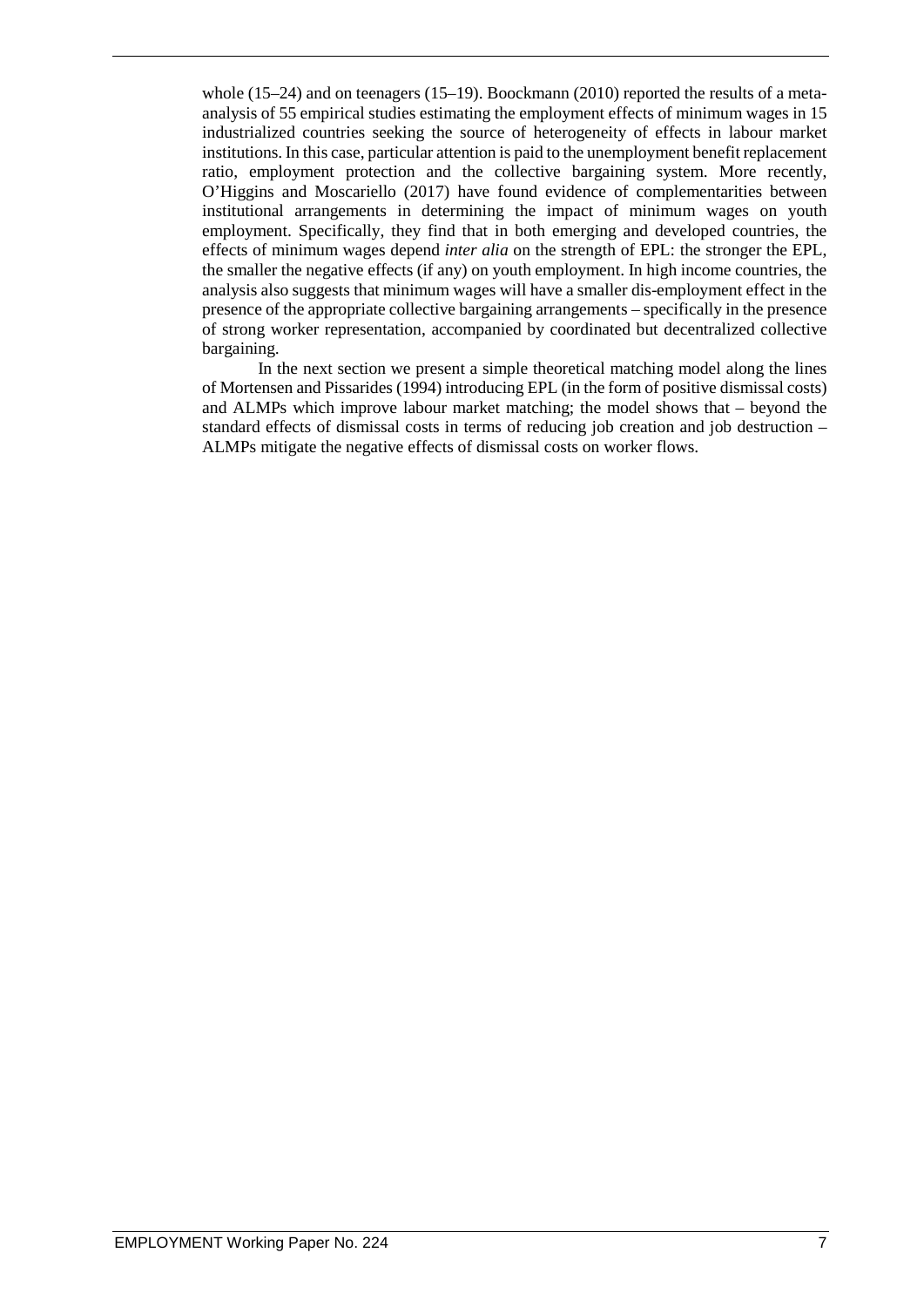whole (15–24) and on teenagers (15–19). Boockmann (2010) reported the results of a meta-analysis of 55 empirical studies estimating the employment effects of minimum wages in 15 industrialized countries seeking the source of heterogeneity of effects in labour market institutions. In this case, particular attention is paid to the unemployment benefit replacement ratio, employment protection and the collective bargaining system. More recently, O'Higgins and Moscariello (2017) have found evidence of complementarities between institutional arrangements in determining the impact of minimum wages on youth employment. Specifically, they find that in both emerging and developed countries, the effects of minimum wages depend *inter alia* on the strength of EPL: the stronger the EPL, the smaller the negative effects (if any) on youth employment. In high income countries, the analysis also suggests that minimum wages will have a smaller dis-employment effect in the presence of the appropriate collective bargaining arrangements – specifically in the presence of strong worker representation, accompanied by coordinated but decentralized collective bargaining.

In the next section we present a simple theoretical matching model along the lines of Mortensen and Pissarides (1994) introducing EPL (in the form of positive dismissal costs) and ALMPs which improve labour market matching; the model shows that – beyond the standard effects of dismissal costs in terms of reducing job creation and job destruction – ALMPs mitigate the negative effects of dismissal costs on worker flows.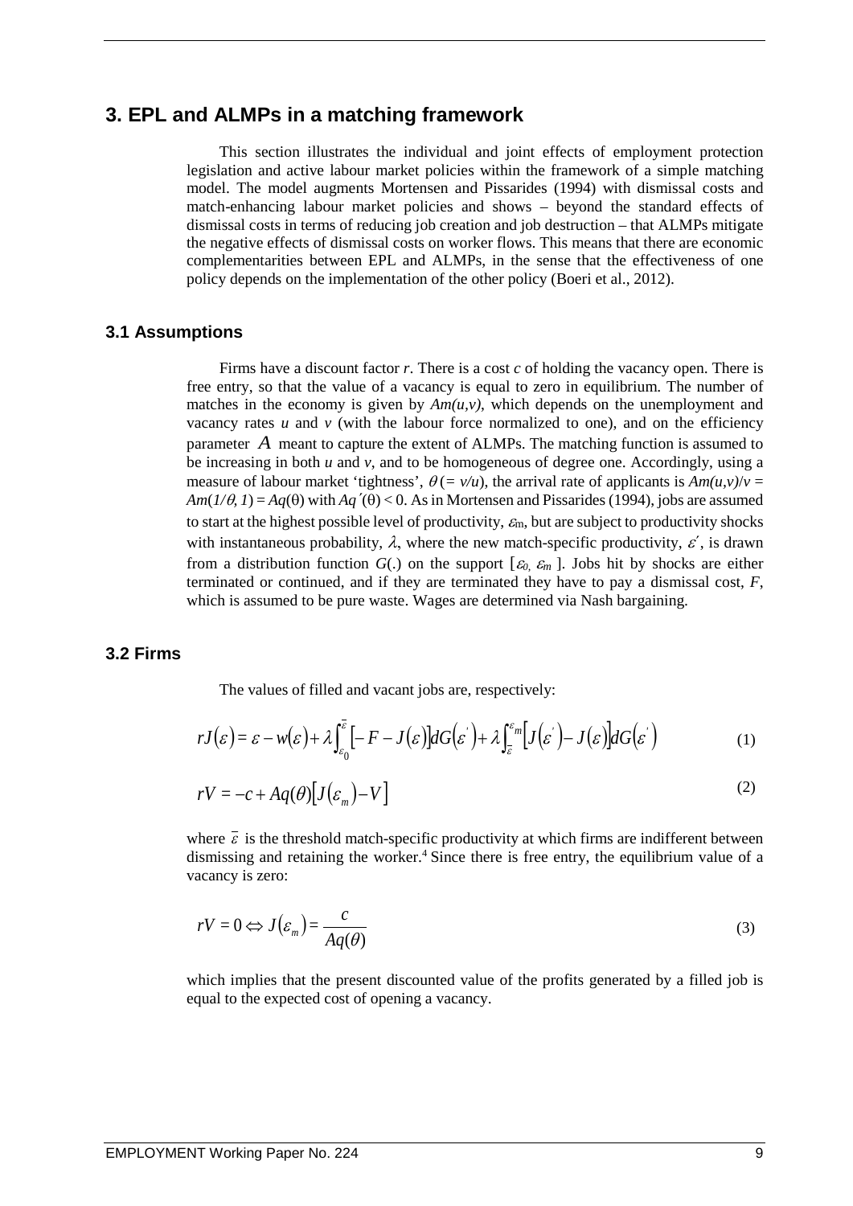## 3. EPL and ALMPs in a matching framework

This section illustrates the individual and joint effects of employment protection legislation and active labour market policies within the framework of a simple matching model. The model augments Mortensen and Pissarides (1994) with dismissal costs and match-enhancing labour market policies and shows – beyond the standard effects of dismissal costs in terms of reducing job creation and job destruction – that ALMPs mitigate the negative effects of dismissal costs on worker flows. This means that there are economic complementarities between EPL and ALMPs, in the sense that the effectiveness of one policy depends on the implementation of the other policy (Boeri et al., 2012).

### 3.1 Assumptions

Firms have a discount factor $r$. There is a cost $c$ of holding the vacancy open. There is free entry, so that the value of a vacancy is equal to zero in equilibrium. The number of matches in the economy is given by $Am(u,v)$, which depends on the unemployment and vacancy rates $u$ and $v$ (with the labour force normalized to one), and on the efficiency parameter $A$ meant to capture the extent of ALMPs. The matching function is assumed to be increasing in both $u$ and $v$, and to be homogeneous of degree one. Accordingly, using a measure of labour market 'tightness', $\theta\,(= v/u)$, the arrival rate of applicants is $Am(u,v)/v = Am(1/\theta, 1) = Aq(\theta)$ with $Aq'(\theta) < 0$. As in Mortensen and Pissarides (1994), jobs are assumed to start at the highest possible level of productivity, $\varepsilon_m$, but are subject to productivity shocks with instantaneous probability, $\lambda$, where the new match-specific productivity, $\varepsilon'$, is drawn from a distribution function $G(.)$ on the support $[\varepsilon_0, \varepsilon_m]$. Jobs hit by shocks are either terminated or continued, and if they are terminated they have to pay a dismissal cost, $F$, which is assumed to be pure waste. Wages are determined via Nash bargaining.

### 3.2 Firms

The values of filled and vacant jobs are, respectively:

$$rJ(\varepsilon) = \varepsilon - w(\varepsilon) + \lambda\int_{\varepsilon_0}^{\bar{\varepsilon}}\left[-F - J(\varepsilon)\right]dG(\varepsilon') + \lambda\int_{\bar{\varepsilon}}^{\varepsilon_m}\left[J(\varepsilon') - J(\varepsilon)\right]dG(\varepsilon') \tag{1}$$

$$rV = -c + Aq(\theta)\left[J(\varepsilon_m) - V\right] \tag{2}$$

where $\bar{\varepsilon}$ is the threshold match-specific productivity at which firms are indifferent between dismissing and retaining the worker.[4] Since there is free entry, the equilibrium value of a vacancy is zero:

$$rV = 0 \Leftrightarrow J(\varepsilon_m) = \frac{c}{Aq(\theta)} \tag{3}$$

which implies that the present discounted value of the profits generated by a filled job is equal to the expected cost of opening a vacancy.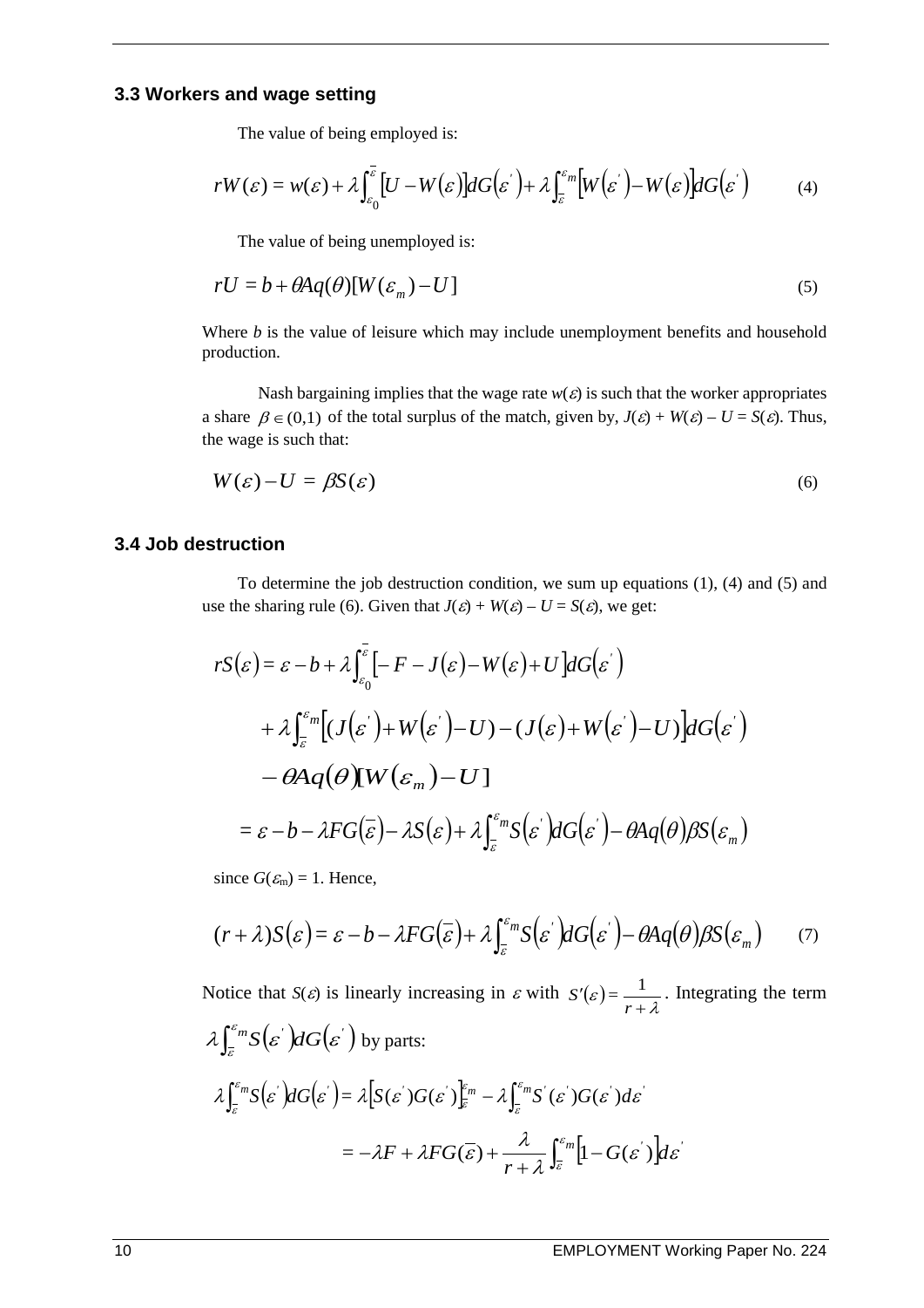### 3.3 Workers and wage setting

The value of being employed is:

$$rW(\varepsilon) = w(\varepsilon) + \lambda \int_{\varepsilon_0}^{\bar{\varepsilon}} [U - W(\varepsilon)] dG(\varepsilon') + \lambda \int_{\bar{\varepsilon}}^{\varepsilon_m} [W(\varepsilon') - W(\varepsilon)] dG(\varepsilon') \tag{4}$$

The value of being unemployed is:

$$rU = b + \theta A q(\theta)[W(\varepsilon_m) - U] \tag{5}$$

Where $b$ is the value of leisure which may include unemployment benefits and household production.

Nash bargaining implies that the wage rate $w(\varepsilon)$ is such that the worker appropriates a share $\beta \in (0,1)$ of the total surplus of the match, given by, $J(\varepsilon) + W(\varepsilon) - U = S(\varepsilon)$. Thus, the wage is such that:

$$W(\varepsilon) - U = \beta S(\varepsilon) \tag{6}$$

### 3.4 Job destruction

To determine the job destruction condition, we sum up equations (1), (4) and (5) and use the sharing rule (6). Given that $J(\varepsilon) + W(\varepsilon) - U = S(\varepsilon)$, we get:

$$\begin{aligned}
rS(\varepsilon) &= \varepsilon - b + \lambda \int_{\varepsilon_0}^{\bar{\varepsilon}} [-F - J(\varepsilon) - W(\varepsilon) + U] dG(\varepsilon') \\
&\quad + \lambda \int_{\bar{\varepsilon}}^{\varepsilon_m} [(J(\varepsilon') + W(\varepsilon') - U) - (J(\varepsilon) + W(\varepsilon') - U)] dG(\varepsilon') \\
&\quad - \theta A q(\theta)[W(\varepsilon_m) - U] \\
&= \varepsilon - b - \lambda F G(\bar{\varepsilon}) - \lambda S(\varepsilon) + \lambda \int_{\bar{\varepsilon}}^{\varepsilon_m} S(\varepsilon') dG(\varepsilon') - \theta A q(\theta) \beta S(\varepsilon_m)
\end{aligned}$$

since $G(\varepsilon_m) = 1$. Hence,

$$(r + \lambda) S(\varepsilon) = \varepsilon - b - \lambda F G(\bar{\varepsilon}) + \lambda \int_{\bar{\varepsilon}}^{\varepsilon_m} S(\varepsilon') dG(\varepsilon') - \theta A q(\theta) \beta S(\varepsilon_m) \tag{7}$$

Notice that $S(\varepsilon)$ is linearly increasing in $\varepsilon$ with $S'(\varepsilon) = \frac{1}{r + \lambda}$. Integrating the term $\lambda \int_{\bar{\varepsilon}}^{\varepsilon_m} S(\varepsilon') dG(\varepsilon')$ by parts:

$$\begin{aligned}
\lambda \int_{\bar{\varepsilon}}^{\varepsilon_m} S(\varepsilon') dG(\varepsilon') &= \lambda \left[ S(\varepsilon') G(\varepsilon') \right]_{\bar{\varepsilon}}^{\varepsilon_m} - \lambda \int_{\bar{\varepsilon}}^{\varepsilon_m} S'(\varepsilon') G(\varepsilon') d\varepsilon' \\
&= -\lambda F + \lambda F G(\bar{\varepsilon}) + \frac{\lambda}{r + \lambda} \int_{\bar{\varepsilon}}^{\varepsilon_m} [1 - G(\varepsilon')] d\varepsilon'
\end{aligned}$$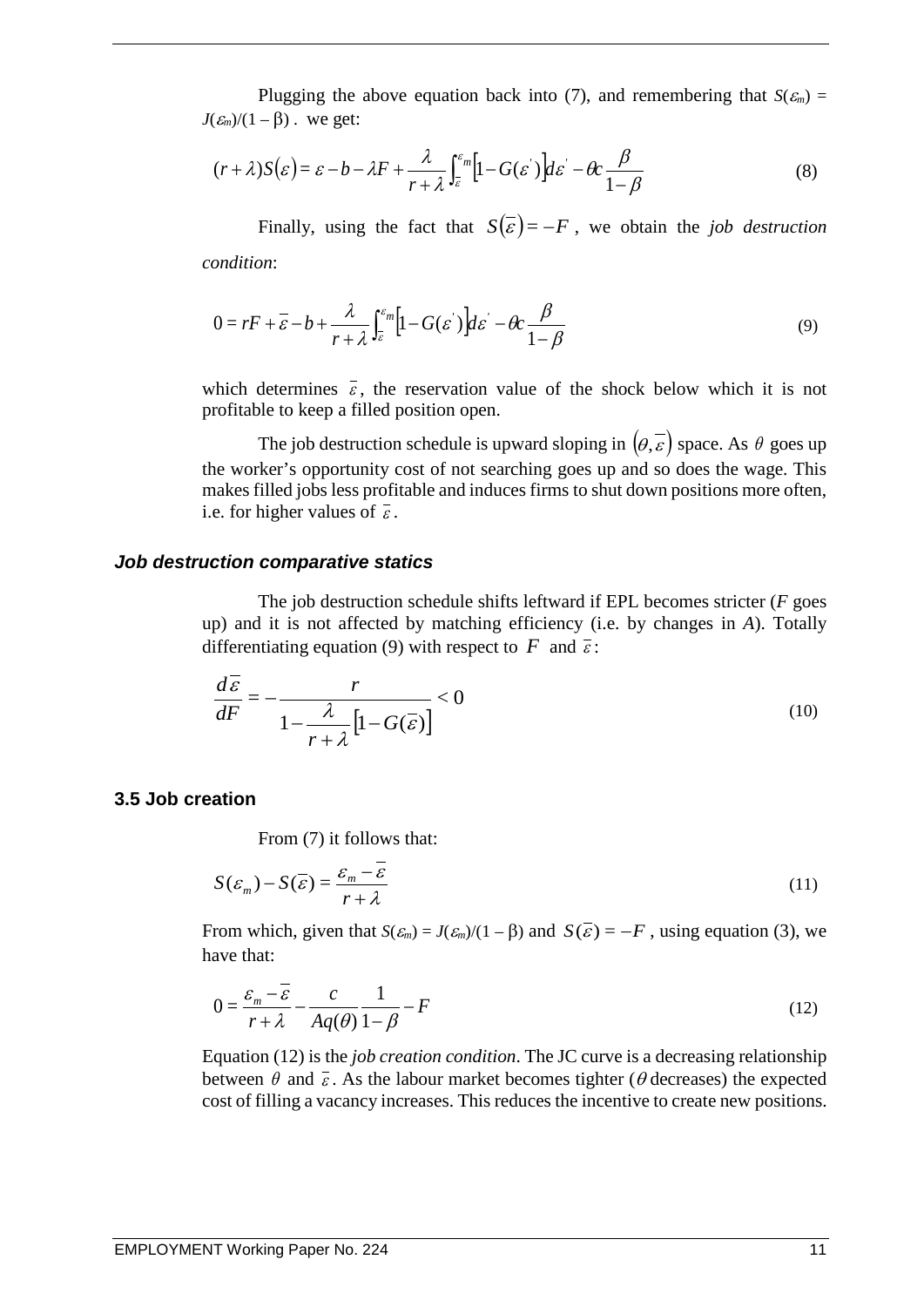Plugging the above equation back into (7), and remembering that $S(\varepsilon_m) = J(\varepsilon_m)/(1-\beta)$ . we get:

$$(r+\lambda)S(\varepsilon) = \varepsilon - b - \lambda F + \frac{\lambda}{r+\lambda}\int_{\bar{\varepsilon}}^{\varepsilon_m}\left[1-G(\varepsilon')\right]d\varepsilon' - \theta c\frac{\beta}{1-\beta} \tag{8}$$

Finally, using the fact that $S(\bar{\varepsilon}) = -F$ , we obtain the *job destruction condition*:

$$0 = rF + \bar{\varepsilon} - b + \frac{\lambda}{r+\lambda}\int_{\bar{\varepsilon}}^{\varepsilon_m}\left[1-G(\varepsilon')\right]d\varepsilon' - \theta c\frac{\beta}{1-\beta} \tag{9}$$

which determines $\bar{\varepsilon}$, the reservation value of the shock below which it is not profitable to keep a filled position open.

The job destruction schedule is upward sloping in $(\theta, \bar{\varepsilon})$ space. As $\theta$ goes up the worker's opportunity cost of not searching goes up and so does the wage. This makes filled jobs less profitable and induces firms to shut down positions more often, i.e. for higher values of $\bar{\varepsilon}$.

### *Job destruction comparative statics*

The job destruction schedule shifts leftward if EPL becomes stricter (*F* goes up) and it is not affected by matching efficiency (i.e. by changes in *A*). Totally differentiating equation (9) with respect to $F$ and $\bar{\varepsilon}$:

$$\frac{d\bar{\varepsilon}}{dF} = -\frac{r}{1-\frac{\lambda}{r+\lambda}\left[1-G(\bar{\varepsilon})\right]} < 0 \tag{10}$$

## 3.5 Job creation

From (7) it follows that:

$$S(\varepsilon_m) - S(\bar{\varepsilon}) = \frac{\varepsilon_m - \bar{\varepsilon}}{r+\lambda} \tag{11}$$

From which, given that $S(\varepsilon_m) = J(\varepsilon_m)/(1-\beta)$ and $S(\bar{\varepsilon}) = -F$ , using equation (3), we have that:

$$0 = \frac{\varepsilon_m - \bar{\varepsilon}}{r+\lambda} - \frac{c}{Aq(\theta)}\frac{1}{1-\beta} - F \tag{12}$$

Equation (12) is the *job creation condition*. The JC curve is a decreasing relationship between $\theta$ and $\bar{\varepsilon}$. As the labour market becomes tighter ($\theta$ decreases) the expected cost of filling a vacancy increases. This reduces the incentive to create new positions.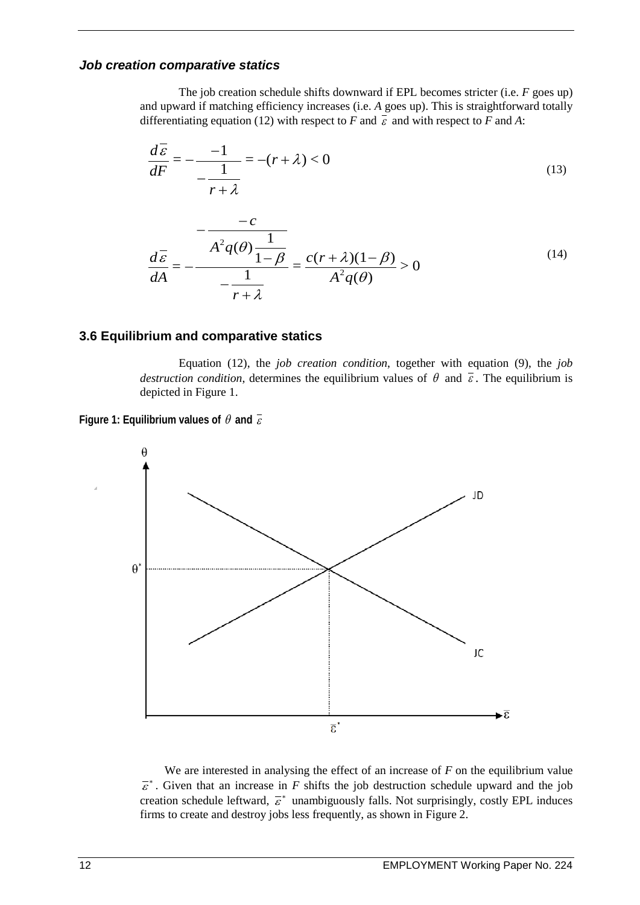#### *Job creation comparative statics*

The job creation schedule shifts downward if EPL becomes stricter (i.e. *F* goes up) and upward if matching efficiency increases (i.e. *A* goes up). This is straightforward totally differentiating equation (12) with respect to *F* and $\bar{\varepsilon}$ and with respect to *F* and *A*:

$$\frac{d\bar{\varepsilon}}{dF} = -\frac{-1}{-\frac{1}{r+\lambda}} = -(r+\lambda) < 0 \tag{13}$$

$$\frac{d\bar{\varepsilon}}{dA} = -\frac{-\frac{-c}{A^2 q(\theta)\frac{1}{1-\beta}}}{-\frac{1}{r+\lambda}} = \frac{c(r+\lambda)(1-\beta)}{A^2 q(\theta)} > 0 \tag{14}$$

### 3.6 Equilibrium and comparative statics

Equation (12), the *job creation condition*, together with equation (9), the *job destruction condition*, determines the equilibrium values of $\theta$ and $\bar{\varepsilon}$. The equilibrium is depicted in Figure 1.

**Figure 1: Equilibrium values of $\theta$ and $\bar{\varepsilon}$**

We are interested in analysing the effect of an increase of *F* on the equilibrium value $\bar{\varepsilon}^*$. Given that an increase in *F* shifts the job destruction schedule upward and the job creation schedule leftward, $\bar{\varepsilon}^*$ unambiguously falls. Not surprisingly, costly EPL induces firms to create and destroy jobs less frequently, as shown in Figure 2.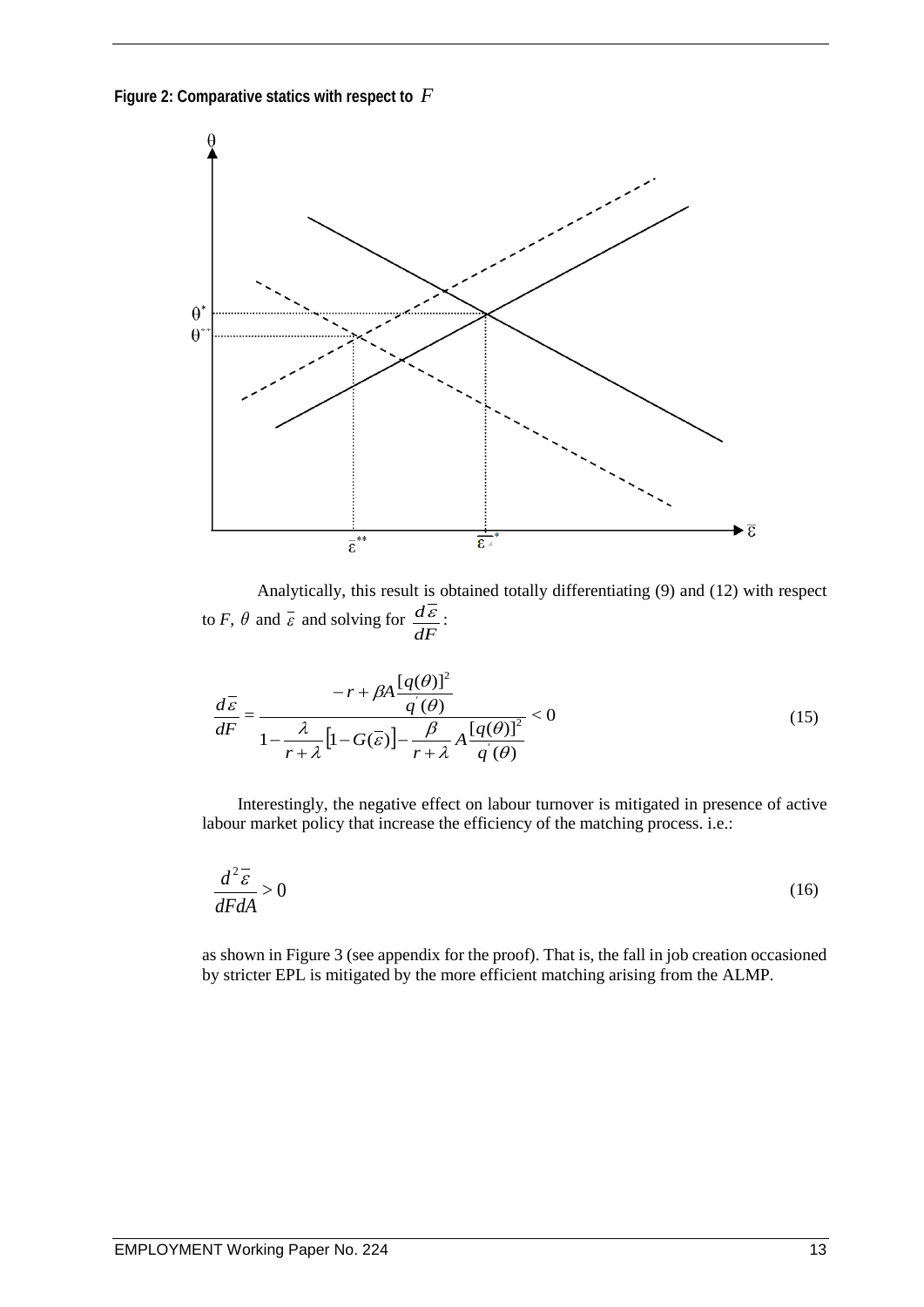**Figure 2: Comparative statics with respect to $F$**

Analytically, this result is obtained totally differentiating (9) and (12) with respect to $F$, $\theta$ and $\bar{\varepsilon}$ and solving for $\frac{d\bar{\varepsilon}}{dF}$:

$$\frac{d\bar{\varepsilon}}{dF} = \frac{-r + \beta A \frac{[q(\theta)]^2}{q^{'}(\theta)}}{1 - \frac{\lambda}{r+\lambda}\left[1 - G(\bar{\varepsilon})\right] - \frac{\beta}{r+\lambda} A \frac{[q(\theta)]^2}{q^{'}(\theta)}} < 0 \tag{15}$$

Interestingly, the negative effect on labour turnover is mitigated in presence of active labour market policy that increase the efficiency of the matching process. i.e.:

$$\frac{d^2\bar{\varepsilon}}{dFdA} > 0 \tag{16}$$

as shown in Figure 3 (see appendix for the proof). That is, the fall in job creation occasioned by stricter EPL is mitigated by the more efficient matching arising from the ALMP.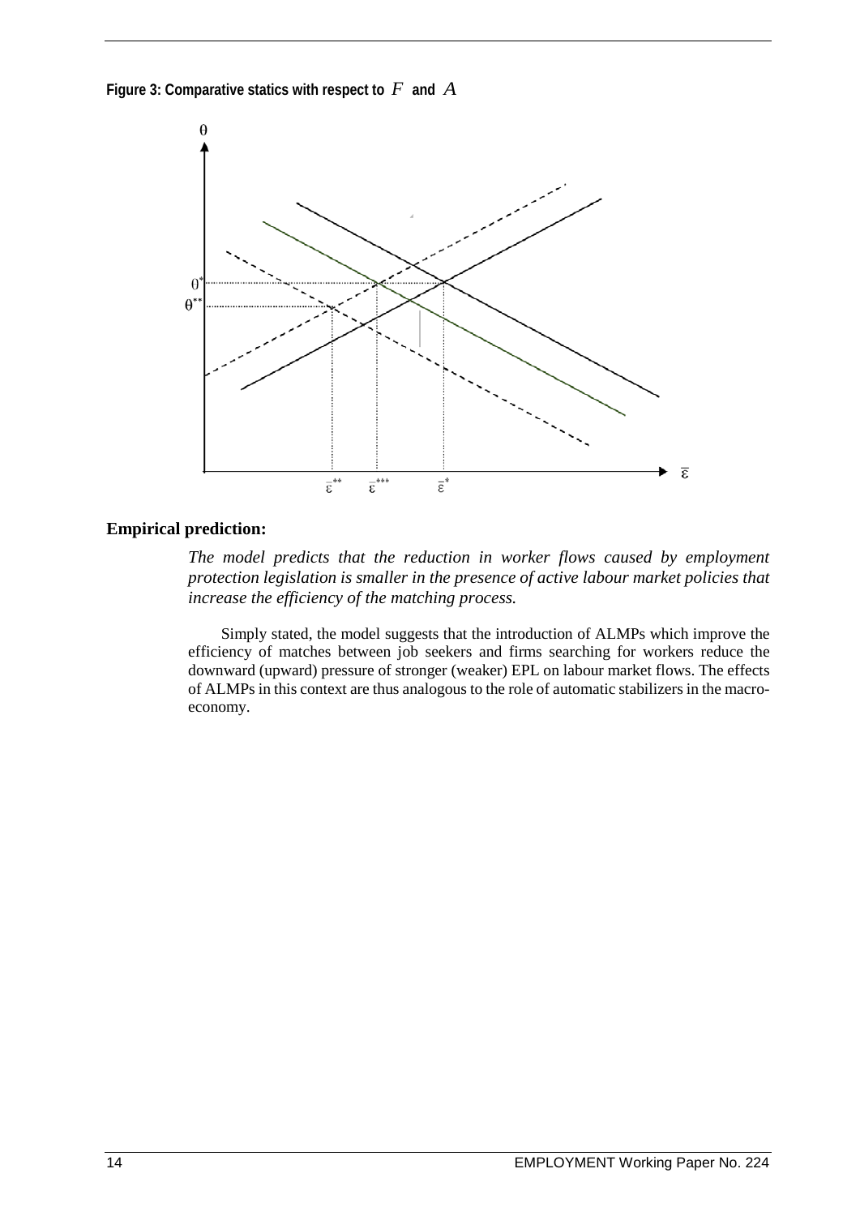**Figure 3: Comparative statics with respect to $F$ and $A$**

**Empirical prediction:**

*The model predicts that the reduction in worker flows caused by employment protection legislation is smaller in the presence of active labour market policies that increase the efficiency of the matching process.*

Simply stated, the model suggests that the introduction of ALMPs which improve the efficiency of matches between job seekers and firms searching for workers reduce the downward (upward) pressure of stronger (weaker) EPL on labour market flows. The effects of ALMPs in this context are thus analogous to the role of automatic stabilizers in the macro-economy.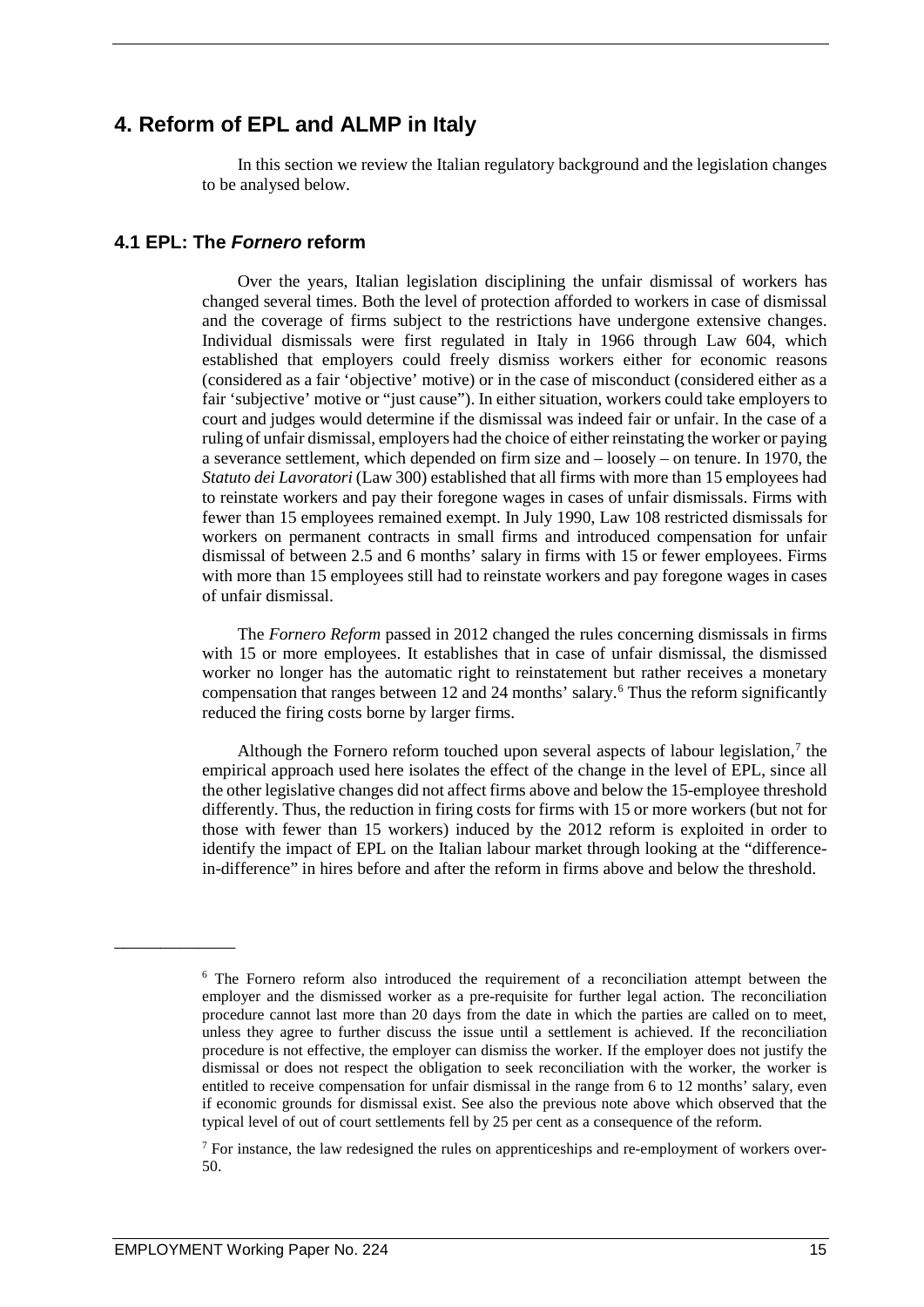## 4. Reform of EPL and ALMP in Italy

In this section we review the Italian regulatory background and the legislation changes to be analysed below.

### 4.1 EPL: The *Fornero* reform

Over the years, Italian legislation disciplining the unfair dismissal of workers has changed several times. Both the level of protection afforded to workers in case of dismissal and the coverage of firms subject to the restrictions have undergone extensive changes. Individual dismissals were first regulated in Italy in 1966 through Law 604, which established that employers could freely dismiss workers either for economic reasons (considered as a fair 'objective' motive) or in the case of misconduct (considered either as a fair 'subjective' motive or "just cause"). In either situation, workers could take employers to court and judges would determine if the dismissal was indeed fair or unfair. In the case of a ruling of unfair dismissal, employers had the choice of either reinstating the worker or paying a severance settlement, which depended on firm size and – loosely – on tenure. In 1970, the *Statuto dei Lavoratori* (Law 300) established that all firms with more than 15 employees had to reinstate workers and pay their foregone wages in cases of unfair dismissals. Firms with fewer than 15 employees remained exempt. In July 1990, Law 108 restricted dismissals for workers on permanent contracts in small firms and introduced compensation for unfair dismissal of between 2.5 and 6 months' salary in firms with 15 or fewer employees. Firms with more than 15 employees still had to reinstate workers and pay foregone wages in cases of unfair dismissal.

The *Fornero Reform* passed in 2012 changed the rules concerning dismissals in firms with 15 or more employees. It establishes that in case of unfair dismissal, the dismissed worker no longer has the automatic right to reinstatement but rather receives a monetary compensation that ranges between 12 and 24 months' salary.[6] Thus the reform significantly reduced the firing costs borne by larger firms.

Although the Fornero reform touched upon several aspects of labour legislation,[7] the empirical approach used here isolates the effect of the change in the level of EPL, since all the other legislative changes did not affect firms above and below the 15-employee threshold differently. Thus, the reduction in firing costs for firms with 15 or more workers (but not for those with fewer than 15 workers) induced by the 2012 reform is exploited in order to identify the impact of EPL on the Italian labour market through looking at the "difference-in-difference" in hires before and after the reform in firms above and below the threshold.

---

[6] The Fornero reform also introduced the requirement of a reconciliation attempt between the employer and the dismissed worker as a pre-requisite for further legal action. The reconciliation procedure cannot last more than 20 days from the date in which the parties are called on to meet, unless they agree to further discuss the issue until a settlement is achieved. If the reconciliation procedure is not effective, the employer can dismiss the worker. If the employer does not justify the dismissal or does not respect the obligation to seek reconciliation with the worker, the worker is entitled to receive compensation for unfair dismissal in the range from 6 to 12 months' salary, even if economic grounds for dismissal exist. See also the previous note above which observed that the typical level of out of court settlements fell by 25 per cent as a consequence of the reform.

[7] For instance, the law redesigned the rules on apprenticeships and re-employment of workers over-50.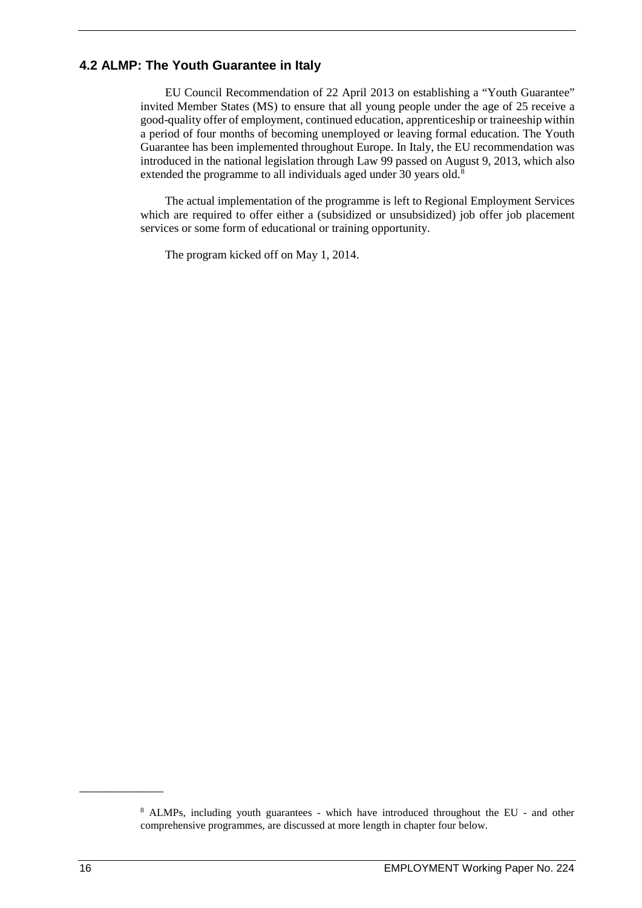## 4.2 ALMP: The Youth Guarantee in Italy

EU Council Recommendation of 22 April 2013 on establishing a "Youth Guarantee" invited Member States (MS) to ensure that all young people under the age of 25 receive a good-quality offer of employment, continued education, apprenticeship or traineeship within a period of four months of becoming unemployed or leaving formal education. The Youth Guarantee has been implemented throughout Europe. In Italy, the EU recommendation was introduced in the national legislation through Law 99 passed on August 9, 2013, which also extended the programme to all individuals aged under 30 years old.[8]

The actual implementation of the programme is left to Regional Employment Services which are required to offer either a (subsidized or unsubsidized) job offer job placement services or some form of educational or training opportunity.

The program kicked off on May 1, 2014.

---

[8] ALMPs, including youth guarantees - which have introduced throughout the EU - and other comprehensive programmes, are discussed at more length in chapter four below.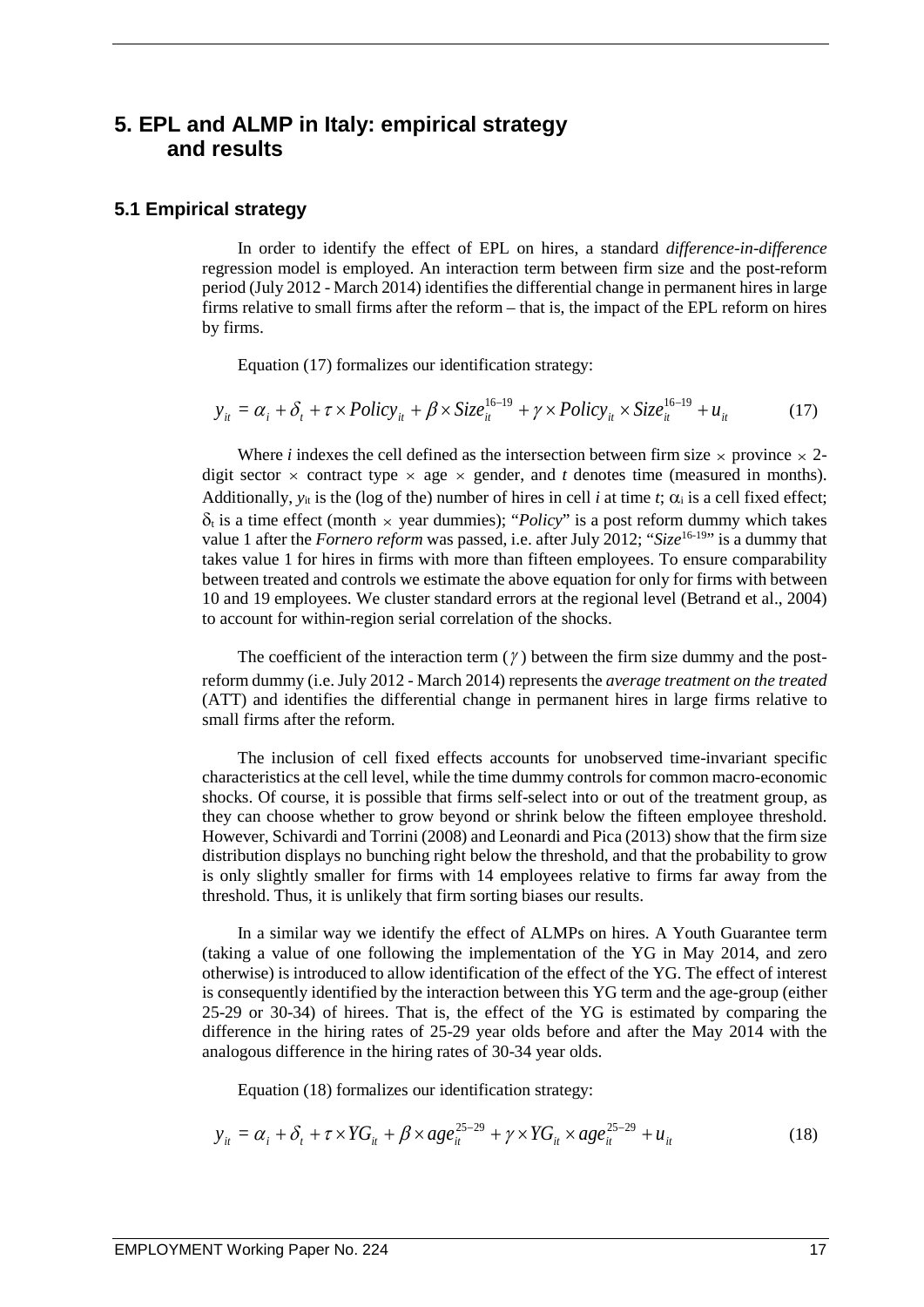# 5. EPL and ALMP in Italy: empirical strategy and results

## 5.1 Empirical strategy

In order to identify the effect of EPL on hires, a standard *difference-in-difference* regression model is employed. An interaction term between firm size and the post-reform period (July 2012 - March 2014) identifies the differential change in permanent hires in large firms relative to small firms after the reform – that is, the impact of the EPL reform on hires by firms.

Equation (17) formalizes our identification strategy:

$$y_{it} = \alpha_i + \delta_t + \tau \times Policy_{it} + \beta \times Size_{it}^{16-19} + \gamma \times Policy_{it} \times Size_{it}^{16-19} + u_{it} \tag{17}$$

Where $i$ indexes the cell defined as the intersection between firm size $\times$ province $\times$ 2-digit sector $\times$ contract type $\times$ age $\times$ gender, and $t$ denotes time (measured in months). Additionally, $y_{it}$ is the (log of the) number of hires in cell $i$ at time $t$; $\alpha_i$ is a cell fixed effect; $\delta_t$ is a time effect (month $\times$ year dummies); "*Policy*" is a post reform dummy which takes value 1 after the *Fornero reform* was passed, i.e. after July 2012; "$Size^{16\text{-}19}$" is a dummy that takes value 1 for hires in firms with more than fifteen employees. To ensure comparability between treated and controls we estimate the above equation for only for firms with between 10 and 19 employees. We cluster standard errors at the regional level (Betrand et al., 2004) to account for within-region serial correlation of the shocks.

The coefficient of the interaction term ($\gamma$) between the firm size dummy and the post-reform dummy (i.e. July 2012 - March 2014) represents the *average treatment on the treated* (ATT) and identifies the differential change in permanent hires in large firms relative to small firms after the reform.

The inclusion of cell fixed effects accounts for unobserved time-invariant specific characteristics at the cell level, while the time dummy controls for common macro-economic shocks. Of course, it is possible that firms self-select into or out of the treatment group, as they can choose whether to grow beyond or shrink below the fifteen employee threshold. However, Schivardi and Torrini (2008) and Leonardi and Pica (2013) show that the firm size distribution displays no bunching right below the threshold, and that the probability to grow is only slightly smaller for firms with 14 employees relative to firms far away from the threshold. Thus, it is unlikely that firm sorting biases our results.

In a similar way we identify the effect of ALMPs on hires. A Youth Guarantee term (taking a value of one following the implementation of the YG in May 2014, and zero otherwise) is introduced to allow identification of the effect of the YG. The effect of interest is consequently identified by the interaction between this YG term and the age-group (either 25-29 or 30-34) of hirees. That is, the effect of the YG is estimated by comparing the difference in the hiring rates of 25-29 year olds before and after the May 2014 with the analogous difference in the hiring rates of 30-34 year olds.

Equation (18) formalizes our identification strategy:

$$y_{it} = \alpha_i + \delta_t + \tau \times YG_{it} + \beta \times age_{it}^{25-29} + \gamma \times YG_{it} \times age_{it}^{25-29} + u_{it} \tag{18}$$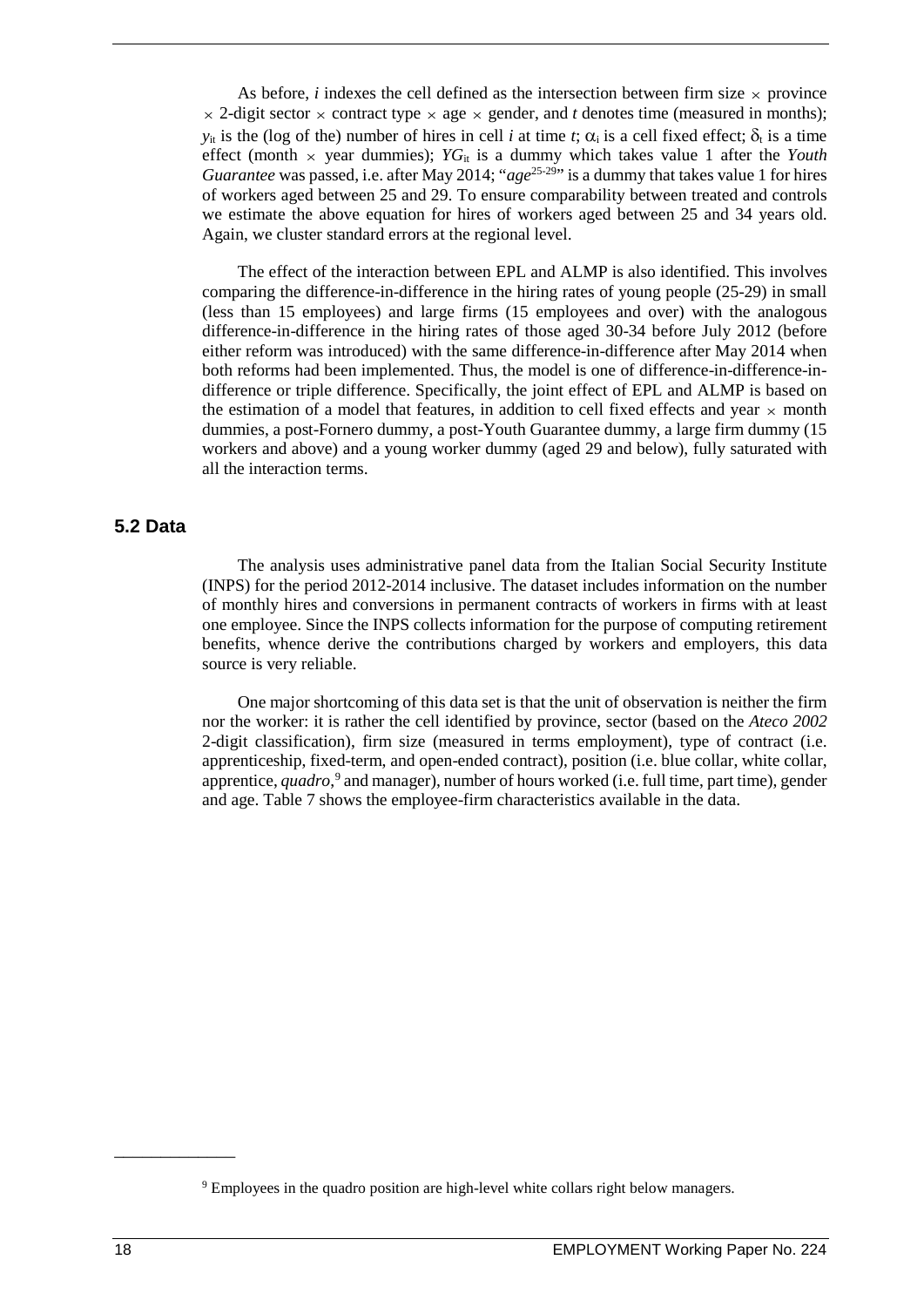As before, $i$ indexes the cell defined as the intersection between firm size $\times$ province $\times$ 2-digit sector $\times$ contract type $\times$ age $\times$ gender, and $t$ denotes time (measured in months); $y_{it}$ is the (log of the) number of hires in cell $i$ at time $t$; $\alpha_i$ is a cell fixed effect; $\delta_t$ is a time effect (month $\times$ year dummies); $YG_{it}$ is a dummy which takes value 1 after the *Youth Guarantee* was passed, i.e. after May 2014; "$age^{25\text{-}29}$" is a dummy that takes value 1 for hires of workers aged between 25 and 29. To ensure comparability between treated and controls we estimate the above equation for hires of workers aged between 25 and 34 years old. Again, we cluster standard errors at the regional level.

The effect of the interaction between EPL and ALMP is also identified. This involves comparing the difference-in-difference in the hiring rates of young people (25-29) in small (less than 15 employees) and large firms (15 employees and over) with the analogous difference-in-difference in the hiring rates of those aged 30-34 before July 2012 (before either reform was introduced) with the same difference-in-difference after May 2014 when both reforms had been implemented. Thus, the model is one of difference-in-difference-in-difference or triple difference. Specifically, the joint effect of EPL and ALMP is based on the estimation of a model that features, in addition to cell fixed effects and year $\times$ month dummies, a post-Fornero dummy, a post-Youth Guarantee dummy, a large firm dummy (15 workers and above) and a young worker dummy (aged 29 and below), fully saturated with all the interaction terms.

## 5.2 Data

The analysis uses administrative panel data from the Italian Social Security Institute (INPS) for the period 2012-2014 inclusive. The dataset includes information on the number of monthly hires and conversions in permanent contracts of workers in firms with at least one employee. Since the INPS collects information for the purpose of computing retirement benefits, whence derive the contributions charged by workers and employers, this data source is very reliable.

One major shortcoming of this data set is that the unit of observation is neither the firm nor the worker: it is rather the cell identified by province, sector (based on the *Ateco 2002* 2-digit classification), firm size (measured in terms employment), type of contract (i.e. apprenticeship, fixed-term, and open-ended contract), position (i.e. blue collar, white collar, apprentice, *quadro*,[9] and manager), number of hours worked (i.e. full time, part time), gender and age. Table 7 shows the employee-firm characteristics available in the data.

[9] Employees in the quadro position are high-level white collars right below managers.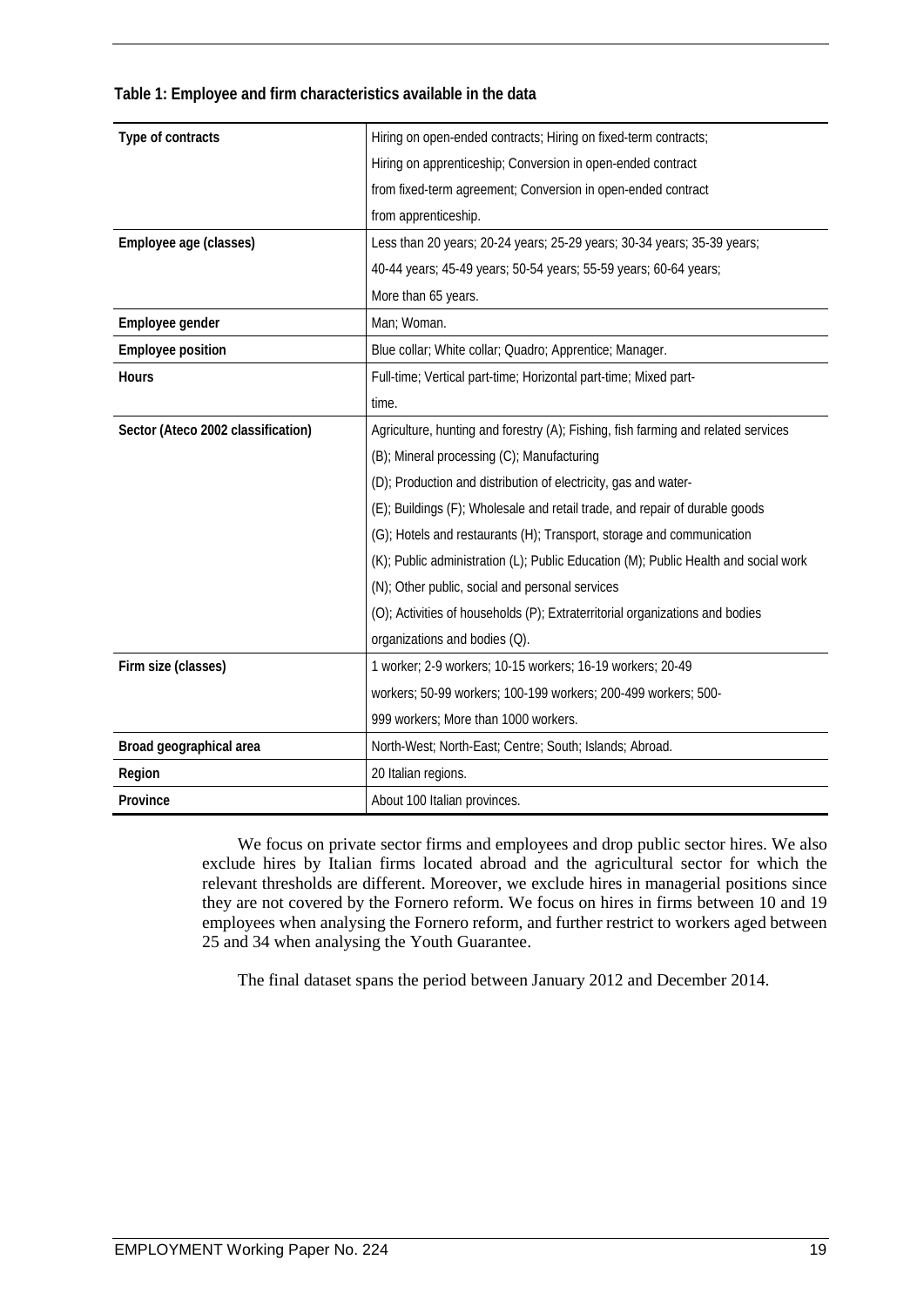**Table 1: Employee and firm characteristics available in the data**

| | |
|---|---|
| **Type of contracts** | Hiring on open-ended contracts; Hiring on fixed-term contracts; Hiring on apprenticeship; Conversion in open-ended contract from fixed-term agreement; Conversion in open-ended contract from apprenticeship. |
| **Employee age (classes)** | Less than 20 years; 20-24 years; 25-29 years; 30-34 years; 35-39 years; 40-44 years; 45-49 years; 50-54 years; 55-59 years; 60-64 years; More than 65 years. |
| **Employee gender** | Man; Woman. |
| **Employee position** | Blue collar; White collar; Quadro; Apprentice; Manager. |
| **Hours** | Full-time; Vertical part-time; Horizontal part-time; Mixed part-time. |
| **Sector (Ateco 2002 classification)** | Agriculture, hunting and forestry (A); Fishing, fish farming and related services (B); Mineral processing (C); Manufacturing (D); Production and distribution of electricity, gas and water- (E); Buildings (F); Wholesale and retail trade, and repair of durable goods (G); Hotels and restaurants (H); Transport, storage and communication (K); Public administration (L); Public Education (M); Public Health and social work (N); Other public, social and personal services (O); Activities of households (P); Extraterritorial organizations and bodies organizations and bodies (Q). |
| **Firm size (classes)** | 1 worker; 2-9 workers; 10-15 workers; 16-19 workers; 20-49 workers; 50-99 workers; 100-199 workers; 200-499 workers; 500-999 workers; More than 1000 workers. |
| **Broad geographical area** | North-West; North-East; Centre; South; Islands; Abroad. |
| **Region** | 20 Italian regions. |
| **Province** | About 100 Italian provinces. |

We focus on private sector firms and employees and drop public sector hires. We also exclude hires by Italian firms located abroad and the agricultural sector for which the relevant thresholds are different. Moreover, we exclude hires in managerial positions since they are not covered by the Fornero reform. We focus on hires in firms between 10 and 19 employees when analysing the Fornero reform, and further restrict to workers aged between 25 and 34 when analysing the Youth Guarantee.

The final dataset spans the period between January 2012 and December 2014.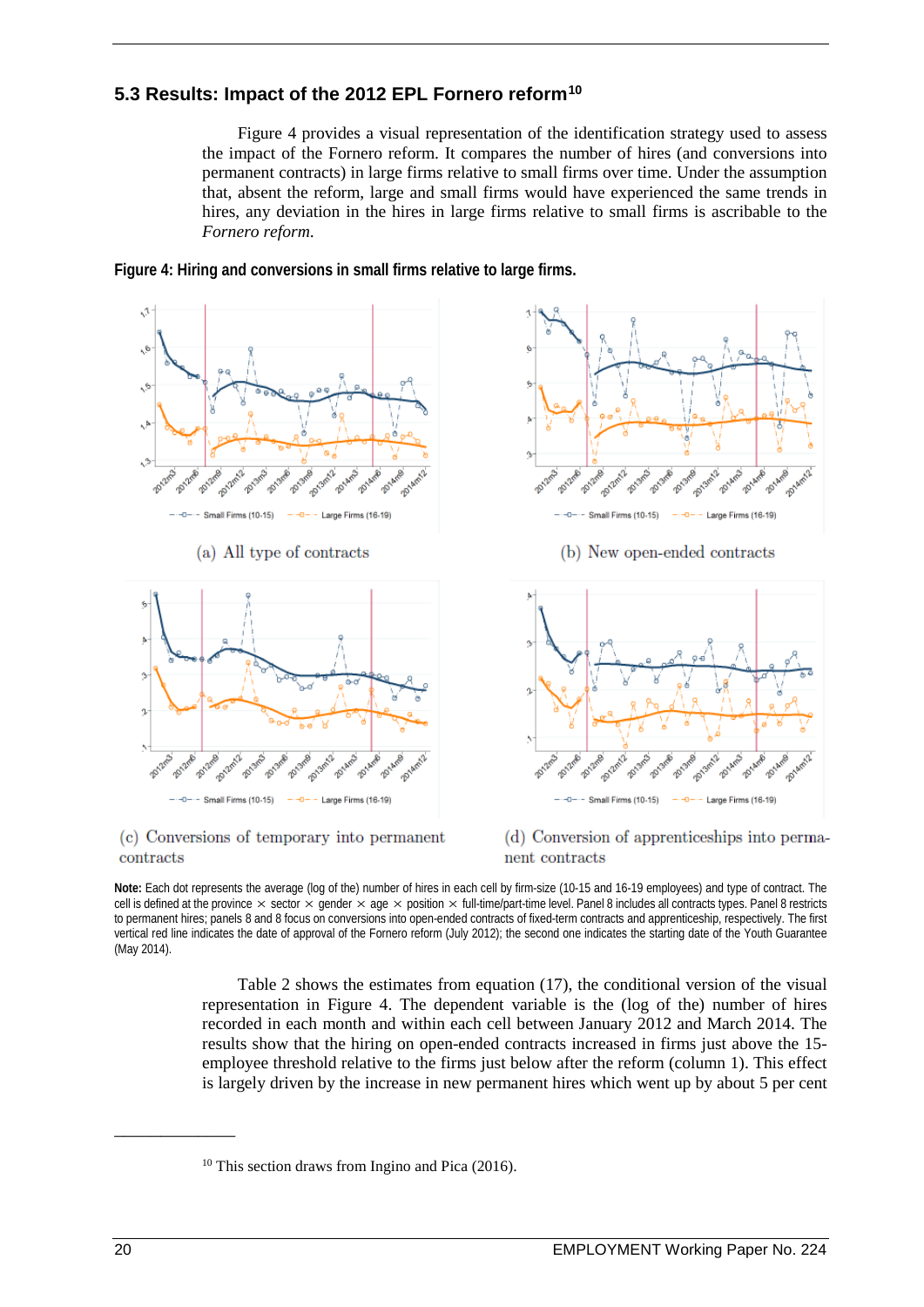### 5.3 Results: Impact of the 2012 EPL Fornero reform[10]

Figure 4 provides a visual representation of the identification strategy used to assess the impact of the Fornero reform. It compares the number of hires (and conversions into permanent contracts) in large firms relative to small firms over time. Under the assumption that, absent the reform, large and small firms would have experienced the same trends in hires, any deviation in the hires in large firms relative to small firms is ascribable to the *Fornero reform.*

**Figure 4: Hiring and conversions in small firms relative to large firms.**

(a) All type of contracts

(b) New open-ended contracts

(c) Conversions of temporary into permanent contracts

(d) Conversion of apprenticeships into permanent contracts

**Note:** Each dot represents the average (log of the) number of hires in each cell by firm-size (10-15 and 16-19 employees) and type of contract. The cell is defined at the province × sector × gender × age × position × full-time/part-time level. Panel 8 includes all contracts types. Panel 8 restricts to permanent hires; panels 8 and 8 focus on conversions into open-ended contracts of fixed-term contracts and apprenticeship, respectively. The first vertical red line indicates the date of approval of the Fornero reform (July 2012); the second one indicates the starting date of the Youth Guarantee (May 2014).

Table 2 shows the estimates from equation (17), the conditional version of the visual representation in Figure 4. The dependent variable is the (log of the) number of hires recorded in each month and within each cell between January 2012 and March 2014. The results show that the hiring on open-ended contracts increased in firms just above the 15-employee threshold relative to the firms just below after the reform (column 1). This effect is largely driven by the increase in new permanent hires which went up by about 5 per cent

---

[10] This section draws from Ingino and Pica (2016).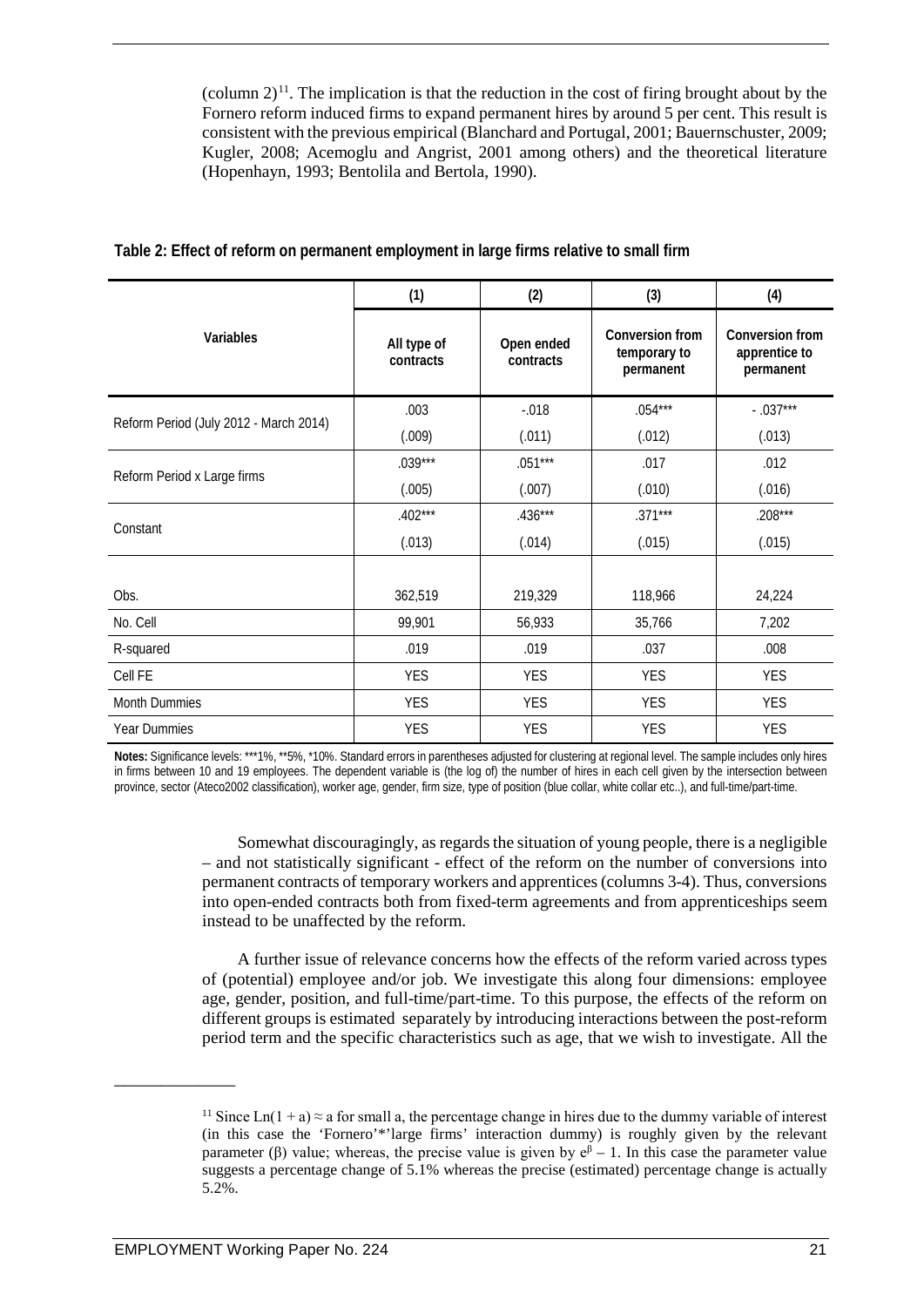(column 2)[11]. The implication is that the reduction in the cost of firing brought about by the Fornero reform induced firms to expand permanent hires by around 5 per cent. This result is consistent with the previous empirical (Blanchard and Portugal, 2001; Bauernschuster, 2009; Kugler, 2008; Acemoglu and Angrist, 2001 among others) and the theoretical literature (Hopenhayn, 1993; Bentolila and Bertola, 1990).

**Table 2: Effect of reform on permanent employment in large firms relative to small firm**

| Variables | (1) All type of contracts | (2) Open ended contracts | (3) Conversion from temporary to permanent | (4) Conversion from apprentice to permanent |
|---|---|---|---|---|
| Reform Period (July 2012 - March 2014) | .003 | -.018 | .054*** | - .037*** |
| | (.009) | (.011) | (.012) | (.013) |
| Reform Period x Large firms | .039*** | .051*** | .017 | .012 |
| | (.005) | (.007) | (.010) | (.016) |
| Constant | .402*** | .436*** | .371*** | .208*** |
| | (.013) | (.014) | (.015) | (.015) |
| Obs. | 362,519 | 219,329 | 118,966 | 24,224 |
| No. Cell | 99,901 | 56,933 | 35,766 | 7,202 |
| R-squared | .019 | .019 | .037 | .008 |
| Cell FE | YES | YES | YES | YES |
| Month Dummies | YES | YES | YES | YES |
| Year Dummies | YES | YES | YES | YES |

**Notes:** Significance levels: ***1%, **5%, *10%. Standard errors in parentheses adjusted for clustering at regional level. The sample includes only hires in firms between 10 and 19 employees. The dependent variable is (the log of) the number of hires in each cell given by the intersection between province, sector (Ateco2002 classification), worker age, gender, firm size, type of position (blue collar, white collar etc..), and full-time/part-time.

Somewhat discouragingly, as regards the situation of young people, there is a negligible – and not statistically significant - effect of the reform on the number of conversions into permanent contracts of temporary workers and apprentices (columns 3-4). Thus, conversions into open-ended contracts both from fixed-term agreements and from apprenticeships seem instead to be unaffected by the reform.

A further issue of relevance concerns how the effects of the reform varied across types of (potential) employee and/or job. We investigate this along four dimensions: employee age, gender, position, and full-time/part-time. To this purpose, the effects of the reform on different groups is estimated separately by introducing interactions between the post-reform period term and the specific characteristics such as age, that we wish to investigate. All the

[11] Since $\text{Ln}(1 + a) \approx a$ for small a, the percentage change in hires due to the dummy variable of interest (in this case the 'Fornero'*'large firms' interaction dummy) is roughly given by the relevant parameter ($\beta$) value; whereas, the precise value is given by $e^{\beta} - 1$. In this case the parameter value suggests a percentage change of 5.1% whereas the precise (estimated) percentage change is actually 5.2%.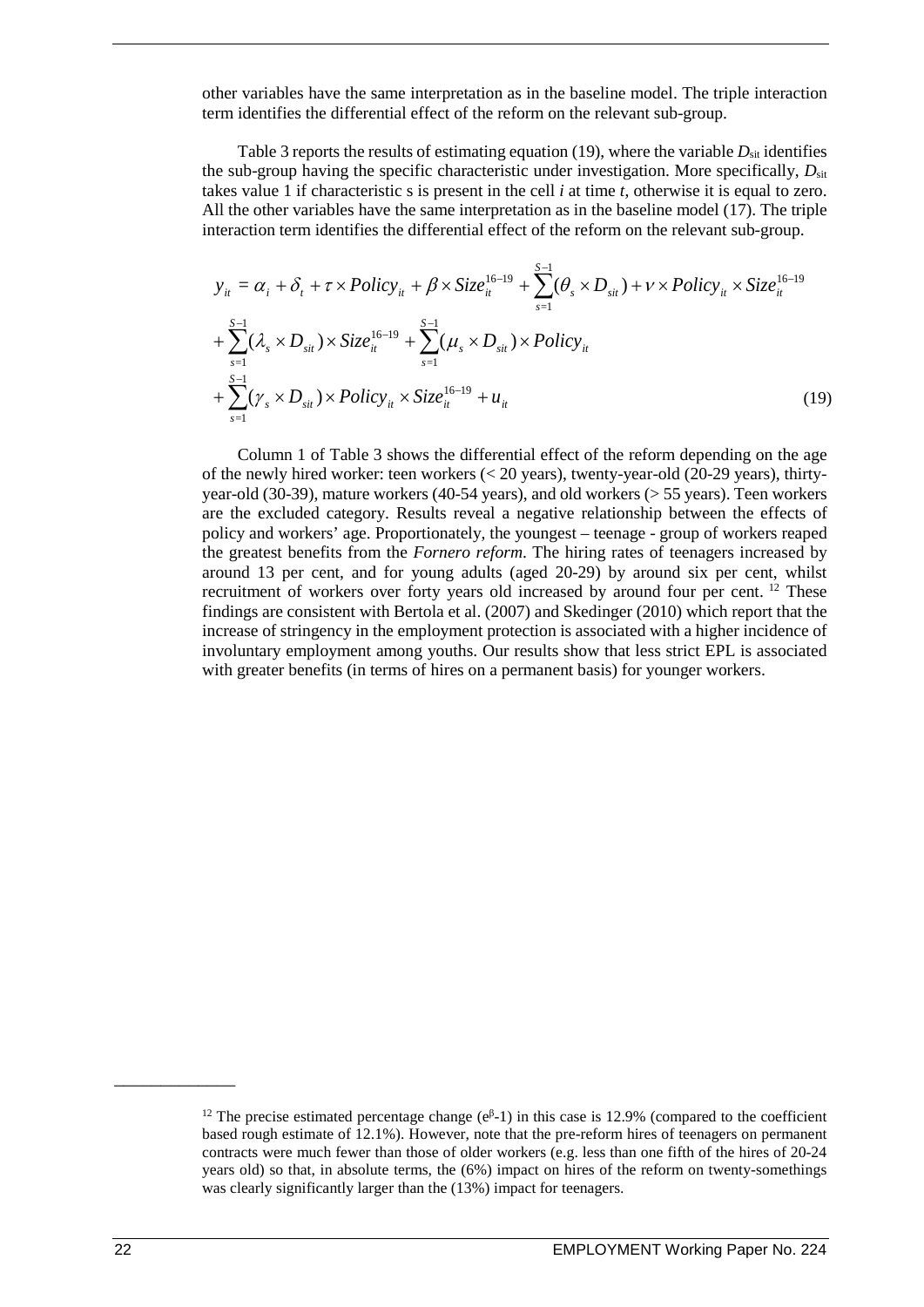other variables have the same interpretation as in the baseline model. The triple interaction term identifies the differential effect of the reform on the relevant sub-group.

Table 3 reports the results of estimating equation (19), where the variable $D_{sit}$ identifies the sub-group having the specific characteristic under investigation. More specifically, $D_{sit}$ takes value 1 if characteristic s is present in the cell *i* at time *t*, otherwise it is equal to zero. All the other variables have the same interpretation as in the baseline model (17). The triple interaction term identifies the differential effect of the reform on the relevant sub-group.

$$
\begin{aligned}
y_{it} &= \alpha_i + \delta_t + \tau \times Policy_{it} + \beta \times Size_{it}^{16-19} + \sum_{s=1}^{S-1}(\theta_s \times D_{sit}) + \nu \times Policy_{it} \times Size_{it}^{16-19} \\
&+ \sum_{s=1}^{S-1}(\lambda_s \times D_{sit}) \times Size_{it}^{16-19} + \sum_{s=1}^{S-1}(\mu_s \times D_{sit}) \times Policy_{it} \\
&+ \sum_{s=1}^{S-1}(\gamma_s \times D_{sit}) \times Policy_{it} \times Size_{it}^{16-19} + u_{it} \qquad (19)
\end{aligned}
$$

Column 1 of Table 3 shows the differential effect of the reform depending on the age of the newly hired worker: teen workers (< 20 years), twenty-year-old (20-29 years), thirty-year-old (30-39), mature workers (40-54 years), and old workers (> 55 years). Teen workers are the excluded category. Results reveal a negative relationship between the effects of policy and workers' age. Proportionately, the youngest – teenage - group of workers reaped the greatest benefits from the *Fornero reform*. The hiring rates of teenagers increased by around 13 per cent, and for young adults (aged 20-29) by around six per cent, whilst recruitment of workers over forty years old increased by around four per cent. [12] These findings are consistent with Bertola et al. (2007) and Skedinger (2010) which report that the increase of stringency in the employment protection is associated with a higher incidence of involuntary employment among youths. Our results show that less strict EPL is associated with greater benefits (in terms of hires on a permanent basis) for younger workers.

[12] The precise estimated percentage change ($e^{\beta}$-1) in this case is 12.9% (compared to the coefficient based rough estimate of 12.1%). However, note that the pre-reform hires of teenagers on permanent contracts were much fewer than those of older workers (e.g. less than one fifth of the hires of 20-24 years old) so that, in absolute terms, the (6%) impact on hires of the reform on twenty-somethings was clearly significantly larger than the (13%) impact for teenagers.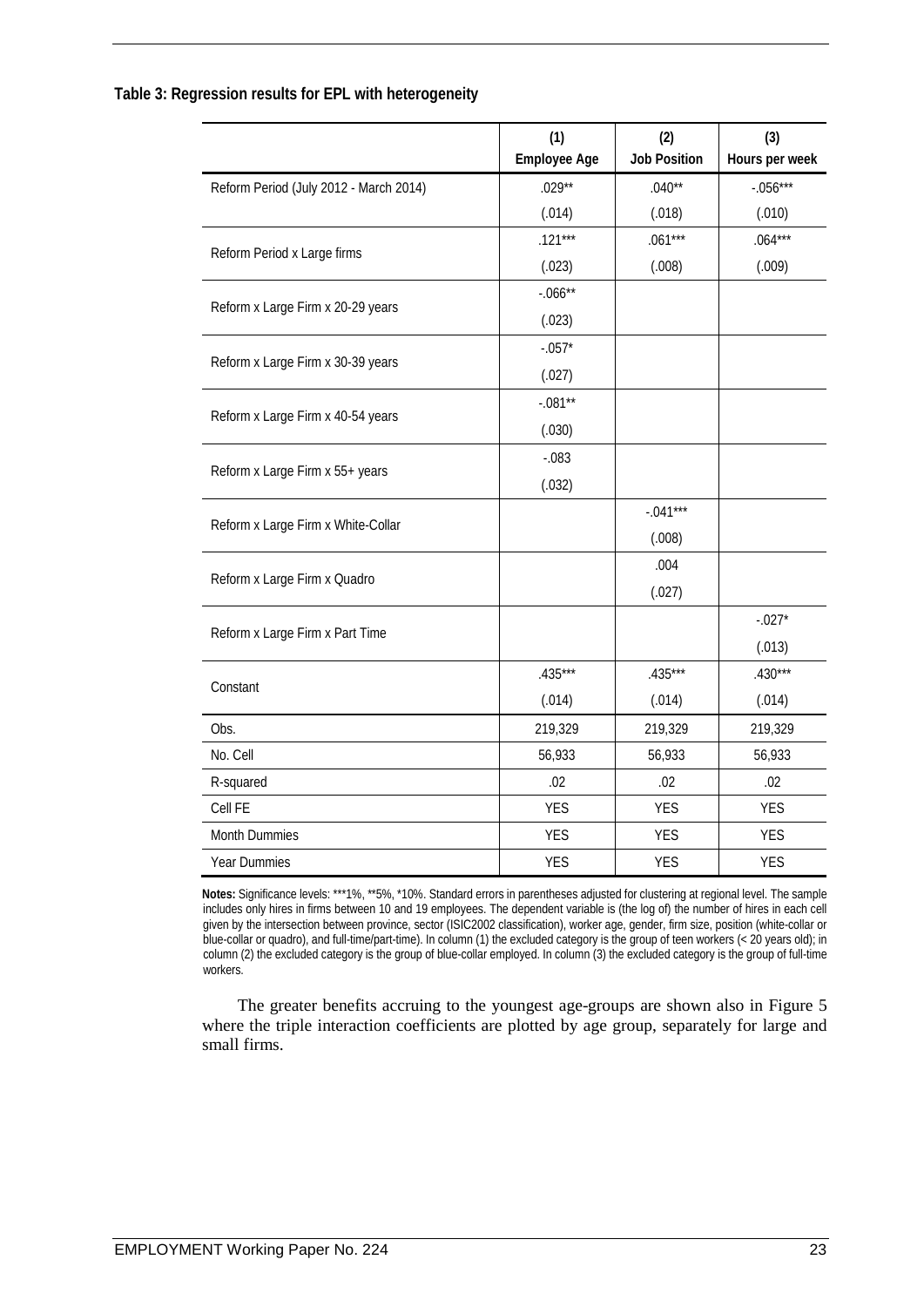**Table 3: Regression results for EPL with heterogeneity**

| | (1) Employee Age | (2) Job Position | (3) Hours per week |
|---|---|---|---|
| Reform Period (July 2012 - March 2014) | .029** | .040** | -.056*** |
| | (.014) | (.018) | (.010) |
| Reform Period x Large firms | .121*** | .061*** | .064*** |
| | (.023) | (.008) | (.009) |
| Reform x Large Firm x 20-29 years | -.066** | | |
| | (.023) | | |
| Reform x Large Firm x 30-39 years | -.057* | | |
| | (.027) | | |
| Reform x Large Firm x 40-54 years | -.081** | | |
| | (.030) | | |
| Reform x Large Firm x 55+ years | -.083 | | |
| | (.032) | | |
| Reform x Large Firm x White-Collar | | -.041*** | |
| | | (.008) | |
| Reform x Large Firm x Quadro | | .004 | |
| | | (.027) | |
| Reform x Large Firm x Part Time | | | -.027* |
| | | | (.013) |
| Constant | .435*** | .435*** | .430*** |
| | (.014) | (.014) | (.014) |
| Obs. | 219,329 | 219,329 | 219,329 |
| No. Cell | 56,933 | 56,933 | 56,933 |
| R-squared | .02 | .02 | .02 |
| Cell FE | YES | YES | YES |
| Month Dummies | YES | YES | YES |
| Year Dummies | YES | YES | YES |

**Notes:** Significance levels: ***1%, **5%, *10%. Standard errors in parentheses adjusted for clustering at regional level. The sample includes only hires in firms between 10 and 19 employees. The dependent variable is (the log of) the number of hires in each cell given by the intersection between province, sector (ISIC2002 classification), worker age, gender, firm size, position (white-collar or blue-collar or quadro), and full-time/part-time). In column (1) the excluded category is the group of teen workers (< 20 years old); in column (2) the excluded category is the group of blue-collar employed. In column (3) the excluded category is the group of full-time workers.

The greater benefits accruing to the youngest age-groups are shown also in Figure 5 where the triple interaction coefficients are plotted by age group, separately for large and small firms.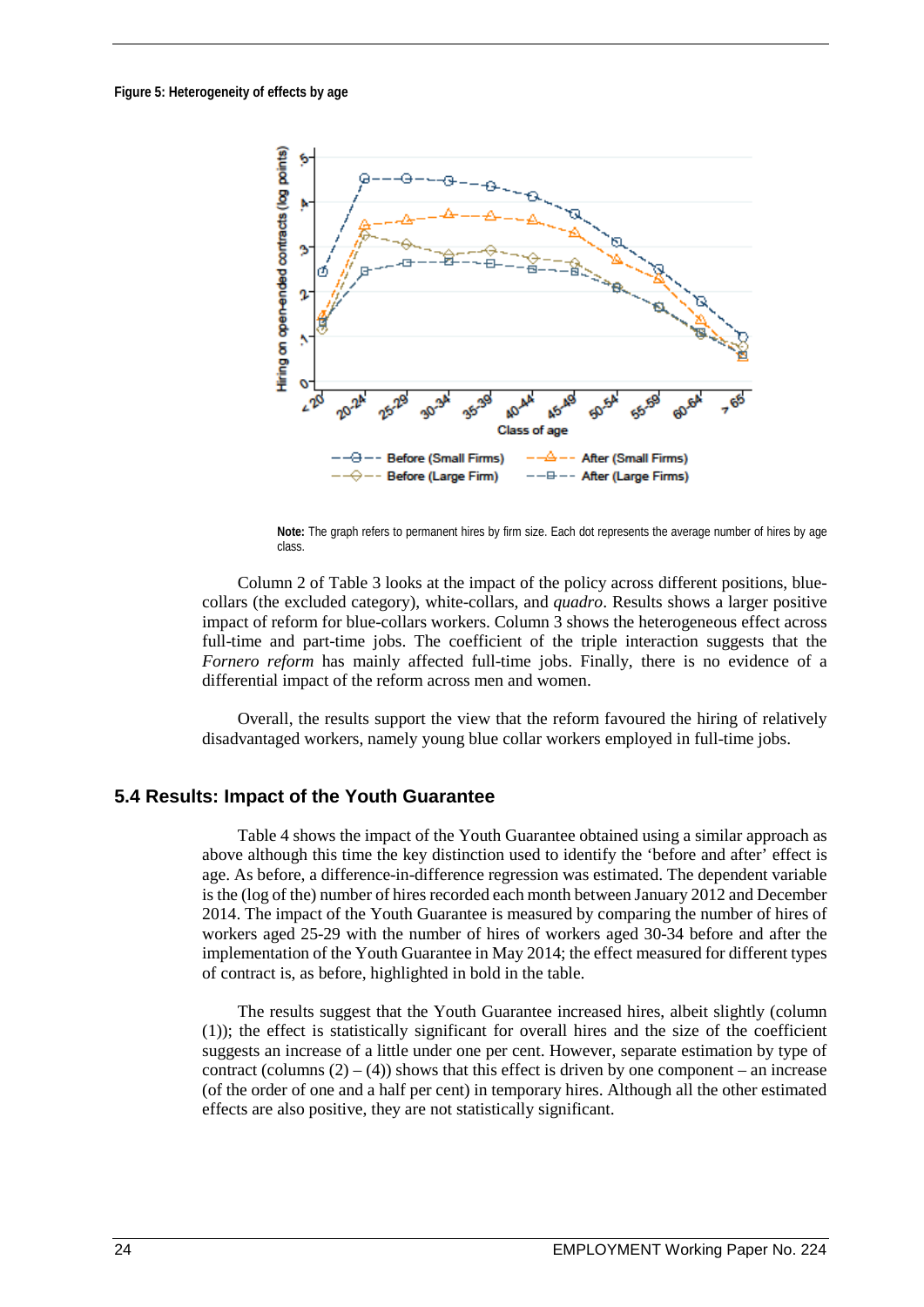**Figure 5: Heterogeneity of effects by age**

**Note:** The graph refers to permanent hires by firm size. Each dot represents the average number of hires by age class.

Column 2 of Table 3 looks at the impact of the policy across different positions, blue-collars (the excluded category), white-collars, and *quadro*. Results shows a larger positive impact of reform for blue-collars workers. Column 3 shows the heterogeneous effect across full-time and part-time jobs. The coefficient of the triple interaction suggests that the *Fornero reform* has mainly affected full-time jobs. Finally, there is no evidence of a differential impact of the reform across men and women.

Overall, the results support the view that the reform favoured the hiring of relatively disadvantaged workers, namely young blue collar workers employed in full-time jobs.

## 5.4 Results: Impact of the Youth Guarantee

Table 4 shows the impact of the Youth Guarantee obtained using a similar approach as above although this time the key distinction used to identify the 'before and after' effect is age. As before, a difference-in-difference regression was estimated. The dependent variable is the (log of the) number of hires recorded each month between January 2012 and December 2014. The impact of the Youth Guarantee is measured by comparing the number of hires of workers aged 25-29 with the number of hires of workers aged 30-34 before and after the implementation of the Youth Guarantee in May 2014; the effect measured for different types of contract is, as before, highlighted in bold in the table.

The results suggest that the Youth Guarantee increased hires, albeit slightly (column (1)); the effect is statistically significant for overall hires and the size of the coefficient suggests an increase of a little under one per cent. However, separate estimation by type of contract (columns (2) – (4)) shows that this effect is driven by one component – an increase (of the order of one and a half per cent) in temporary hires. Although all the other estimated effects are also positive, they are not statistically significant.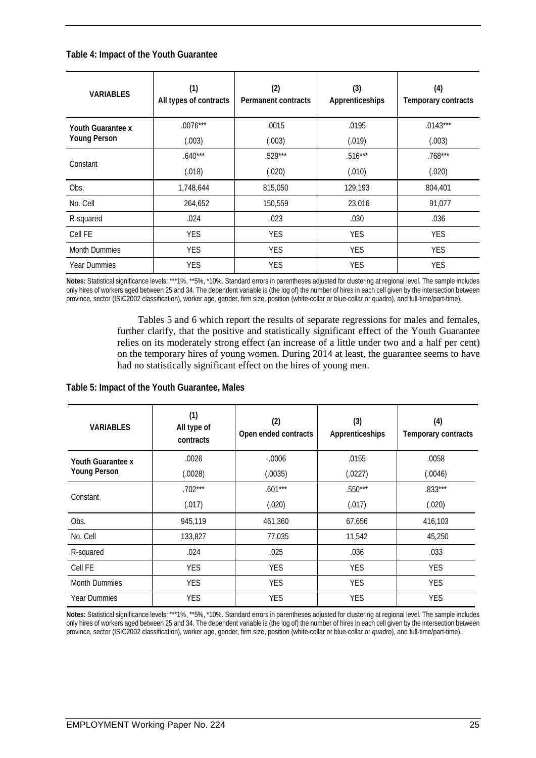**Table 4: Impact of the Youth Guarantee**

| VARIABLES | (1)<br>All types of contracts | (2)<br>Permanent contracts | (3)<br>Apprenticeships | (4)<br>Temporary contracts |
|---|---|---|---|---|
| Youth Guarantee x Young Person | .0076*** | .0015 | .0195 | .0143*** |
| | (.003) | (.003) | (.019) | (.003) |
| Constant | .640*** | .529*** | .516*** | .768*** |
| | (.018) | (.020) | (.010) | (.020) |
| Obs. | 1,748,644 | 815,050 | 129,193 | 804,401 |
| No. Cell | 264,652 | 150,559 | 23,016 | 91,077 |
| R-squared | .024 | .023 | .030 | .036 |
| Cell FE | YES | YES | YES | YES |
| Month Dummies | YES | YES | YES | YES |
| Year Dummies | YES | YES | YES | YES |

**Notes:** Statistical significance levels: ***1%, **5%, *10%. Standard errors in parentheses adjusted for clustering at regional level. The sample includes only hires of workers aged between 25 and 34. The dependent variable is (the log of) the number of hires in each cell given by the intersection between province, sector (ISIC2002 classification), worker age, gender, firm size, position (white-collar or blue-collar or quadro), and full-time/part-time).

Tables 5 and 6 which report the results of separate regressions for males and females, further clarify, that the positive and statistically significant effect of the Youth Guarantee relies on its moderately strong effect (an increase of a little under two and a half per cent) on the temporary hires of young women. During 2014 at least, the guarantee seems to have had no statistically significant effect on the hires of young men.

**Table 5: Impact of the Youth Guarantee, Males**

| VARIABLES | (1)<br>All type of contracts | (2)<br>Open ended contracts | (3)<br>Apprenticeships | (4)<br>Temporary contracts |
|---|---|---|---|---|
| Youth Guarantee x Young Person | .0026 | -.0006 | .0155 | .0058 |
| | (.0028) | (.0035) | (.0227) | (.0046) |
| Constant | .702*** | .601*** | .550*** | .833*** |
| | (.017) | (.020) | (.017) | (.020) |
| Obs. | 945,119 | 461,360 | 67,656 | 416,103 |
| No. Cell | 133,827 | 77,035 | 11,542 | 45,250 |
| R-squared | .024 | .025 | .036 | .033 |
| Cell FE | YES | YES | YES | YES |
| Month Dummies | YES | YES | YES | YES |
| Year Dummies | YES | YES | YES | YES |

**Notes:** Statistical significance levels: ***1%, **5%, *10%. Standard errors in parentheses adjusted for clustering at regional level. The sample includes only hires of workers aged between 25 and 34. The dependent variable is (the log of) the number of hires in each cell given by the intersection between province, sector (ISIC2002 classification), worker age, gender, firm size, position (white-collar or blue-collar or *quadro*), and full-time/part-time).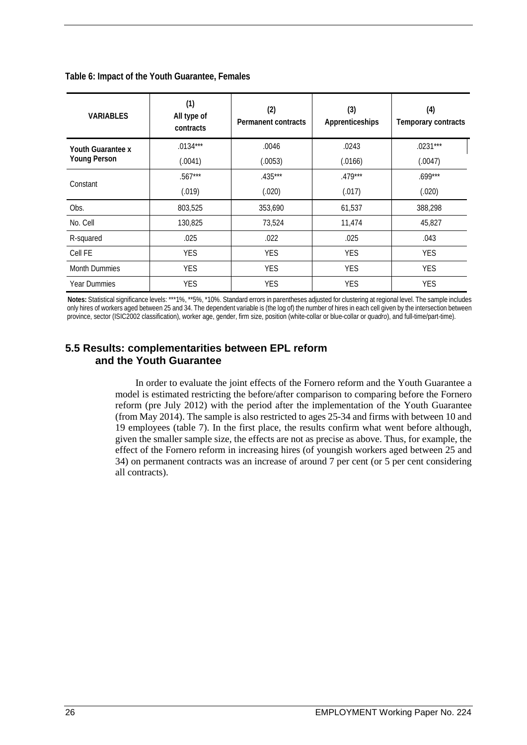**Table 6: Impact of the Youth Guarantee, Females**

| VARIABLES | (1) All type of contracts | (2) Permanent contracts | (3) Apprenticeships | (4) Temporary contracts |
|---|---|---|---|---|
| Youth Guarantee x Young Person | .0134*** | .0046 | .0243 | .0231*** |
| | (.0041) | (.0053) | (.0166) | (.0047) |
| Constant | .567*** | .435*** | .479*** | .699*** |
| | (.019) | (.020) | (.017) | (.020) |
| Obs. | 803,525 | 353,690 | 61,537 | 388,298 |
| No. Cell | 130,825 | 73,524 | 11,474 | 45,827 |
| R-squared | .025 | .022 | .025 | .043 |
| Cell FE | YES | YES | YES | YES |
| Month Dummies | YES | YES | YES | YES |
| Year Dummies | YES | YES | YES | YES |

**Notes:** Statistical significance levels: ***1%, **5%, *10%. Standard errors in parentheses adjusted for clustering at regional level. The sample includes only hires of workers aged between 25 and 34. The dependent variable is (the log of) the number of hires in each cell given by the intersection between province, sector (ISIC2002 classification), worker age, gender, firm size, position (white-collar or blue-collar or *quadro*), and full-time/part-time).

## 5.5 Results: complementarities between EPL reform and the Youth Guarantee

In order to evaluate the joint effects of the Fornero reform and the Youth Guarantee a model is estimated restricting the before/after comparison to comparing before the Fornero reform (pre July 2012) with the period after the implementation of the Youth Guarantee (from May 2014). The sample is also restricted to ages 25-34 and firms with between 10 and 19 employees (table 7). In the first place, the results confirm what went before although, given the smaller sample size, the effects are not as precise as above. Thus, for example, the effect of the Fornero reform in increasing hires (of youngish workers aged between 25 and 34) on permanent contracts was an increase of around 7 per cent (or 5 per cent considering all contracts).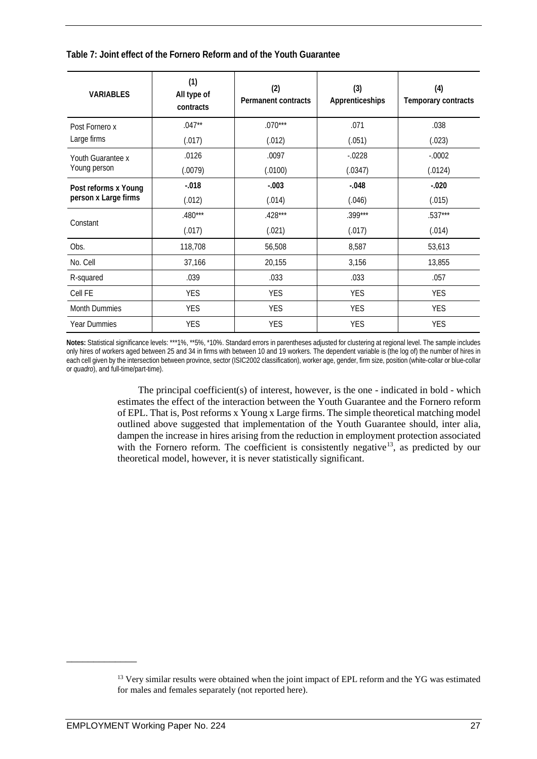**Table 7: Joint effect of the Fornero Reform and of the Youth Guarantee**

| VARIABLES | (1) All type of contracts | (2) Permanent contracts | (3) Apprenticeships | (4) Temporary contracts |
|---|---|---|---|---|
| Post Fornero x Large firms | .047** | .070*** | .071 | .038 |
| | (.017) | (.012) | (.051) | (.023) |
| Youth Guarantee x Young person | .0126 | .0097 | -.0228 | -.0002 |
| | (.0079) | (.0100) | (.0347) | (.0124) |
| **Post reforms x Young person x Large firms** | **-.018** | **-.003** | **-.048** | **-.020** |
| | (.012) | (.014) | (.046) | (.015) |
| Constant | .480*** | .428*** | .399*** | .537*** |
| | (.017) | (.021) | (.017) | (.014) |
| Obs. | 118,708 | 56,508 | 8,587 | 53,613 |
| No. Cell | 37,166 | 20,155 | 3,156 | 13,855 |
| R-squared | .039 | .033 | .033 | .057 |
| Cell FE | YES | YES | YES | YES |
| Month Dummies | YES | YES | YES | YES |
| Year Dummies | YES | YES | YES | YES |

**Notes:** Statistical significance levels: ***1%, **5%, *10%. Standard errors in parentheses adjusted for clustering at regional level. The sample includes only hires of workers aged between 25 and 34 in firms with between 10 and 19 workers. The dependent variable is (the log of) the number of hires in each cell given by the intersection between province, sector (ISIC2002 classification), worker age, gender, firm size, position (white-collar or blue-collar or *quadro*), and full-time/part-time).

The principal coefficient(s) of interest, however, is the one - indicated in bold - which estimates the effect of the interaction between the Youth Guarantee and the Fornero reform of EPL. That is, Post reforms x Young x Large firms. The simple theoretical matching model outlined above suggested that implementation of the Youth Guarantee should, inter alia, dampen the increase in hires arising from the reduction in employment protection associated with the Fornero reform. The coefficient is consistently negative[13], as predicted by our theoretical model, however, it is never statistically significant.

[13] Very similar results were obtained when the joint impact of EPL reform and the YG was estimated for males and females separately (not reported here).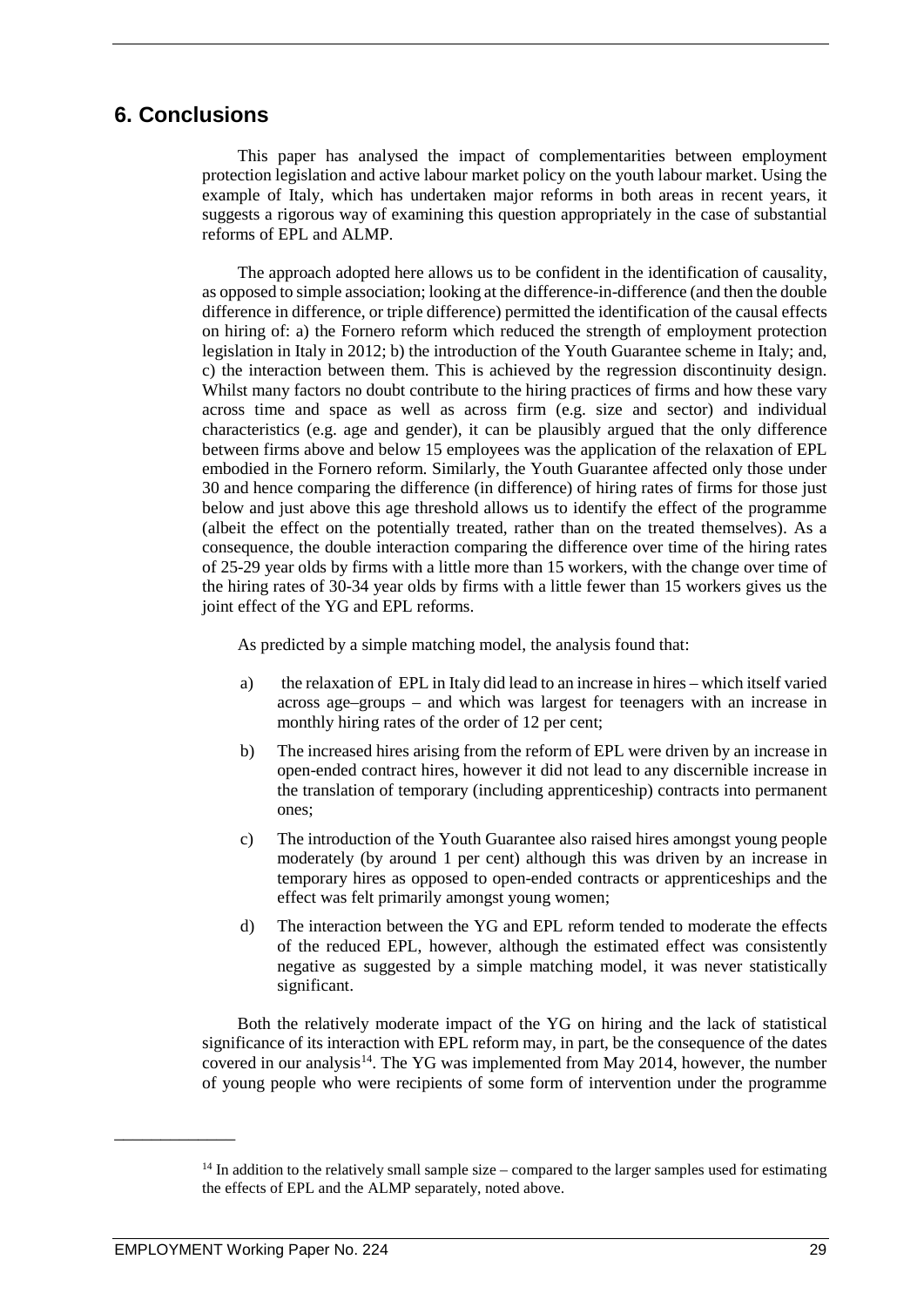## 6. Conclusions

This paper has analysed the impact of complementarities between employment protection legislation and active labour market policy on the youth labour market. Using the example of Italy, which has undertaken major reforms in both areas in recent years, it suggests a rigorous way of examining this question appropriately in the case of substantial reforms of EPL and ALMP.

The approach adopted here allows us to be confident in the identification of causality, as opposed to simple association; looking at the difference-in-difference (and then the double difference in difference, or triple difference) permitted the identification of the causal effects on hiring of: a) the Fornero reform which reduced the strength of employment protection legislation in Italy in 2012; b) the introduction of the Youth Guarantee scheme in Italy; and, c) the interaction between them. This is achieved by the regression discontinuity design. Whilst many factors no doubt contribute to the hiring practices of firms and how these vary across time and space as well as across firm (e.g. size and sector) and individual characteristics (e.g. age and gender), it can be plausibly argued that the only difference between firms above and below 15 employees was the application of the relaxation of EPL embodied in the Fornero reform. Similarly, the Youth Guarantee affected only those under 30 and hence comparing the difference (in difference) of hiring rates of firms for those just below and just above this age threshold allows us to identify the effect of the programme (albeit the effect on the potentially treated, rather than on the treated themselves). As a consequence, the double interaction comparing the difference over time of the hiring rates of 25-29 year olds by firms with a little more than 15 workers, with the change over time of the hiring rates of 30-34 year olds by firms with a little fewer than 15 workers gives us the joint effect of the YG and EPL reforms.

As predicted by a simple matching model, the analysis found that:

a) the relaxation of EPL in Italy did lead to an increase in hires – which itself varied across age–groups – and which was largest for teenagers with an increase in monthly hiring rates of the order of 12 per cent;

b) The increased hires arising from the reform of EPL were driven by an increase in open-ended contract hires, however it did not lead to any discernible increase in the translation of temporary (including apprenticeship) contracts into permanent ones;

c) The introduction of the Youth Guarantee also raised hires amongst young people moderately (by around 1 per cent) although this was driven by an increase in temporary hires as opposed to open-ended contracts or apprenticeships and the effect was felt primarily amongst young women;

d) The interaction between the YG and EPL reform tended to moderate the effects of the reduced EPL, however, although the estimated effect was consistently negative as suggested by a simple matching model, it was never statistically significant.

Both the relatively moderate impact of the YG on hiring and the lack of statistical significance of its interaction with EPL reform may, in part, be the consequence of the dates covered in our analysis[14]. The YG was implemented from May 2014, however, the number of young people who were recipients of some form of intervention under the programme

[14] In addition to the relatively small sample size – compared to the larger samples used for estimating the effects of EPL and the ALMP separately, noted above.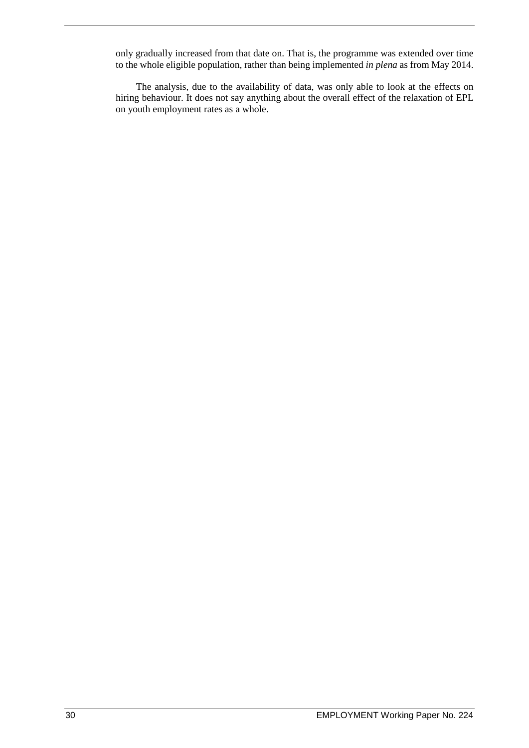only gradually increased from that date on. That is, the programme was extended over time to the whole eligible population, rather than being implemented *in plena* as from May 2014.

The analysis, due to the availability of data, was only able to look at the effects on hiring behaviour. It does not say anything about the overall effect of the relaxation of EPL on youth employment rates as a whole.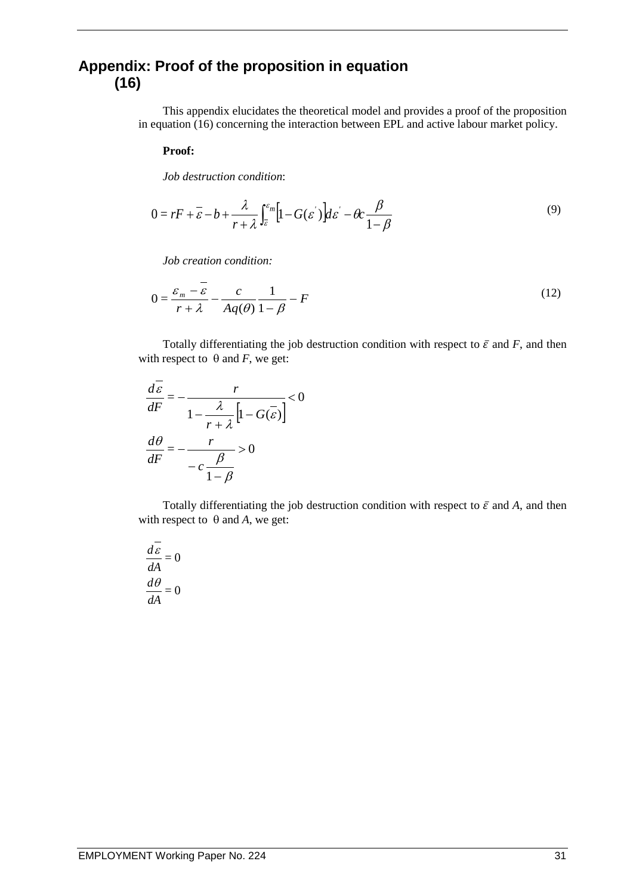# Appendix: Proof of the proposition in equation (16)

This appendix elucidates the theoretical model and provides a proof of the proposition in equation (16) concerning the interaction between EPL and active labour market policy.

**Proof:**

*Job destruction condition*:

$$0 = rF + \bar{\varepsilon} - b + \frac{\lambda}{r+\lambda}\int_{\bar{\varepsilon}}^{\varepsilon_m}\left[1 - G(\varepsilon')\right]d\varepsilon' - \theta c\frac{\beta}{1-\beta} \tag{9}$$

*Job creation condition:*

$$0 = \frac{\varepsilon_m - \bar{\varepsilon}}{r+\lambda} - \frac{c}{Aq(\theta)}\frac{1}{1-\beta} - F \tag{12}$$

Totally differentiating the job destruction condition with respect to $\bar{\varepsilon}$ and $F$, and then with respect to $\theta$ and $F$, we get:

$$\frac{d\bar{\varepsilon}}{dF} = -\frac{r}{1 - \frac{\lambda}{r+\lambda}\left[1 - G(\bar{\varepsilon})\right]} < 0$$

$$\frac{d\theta}{dF} = -\frac{r}{-c\frac{\beta}{1-\beta}} > 0$$

Totally differentiating the job destruction condition with respect to $\bar{\varepsilon}$ and $A$, and then with respect to $\theta$ and $A$, we get:

$$\frac{d\bar{\varepsilon}}{dA} = 0$$

$$\frac{d\theta}{dA} = 0$$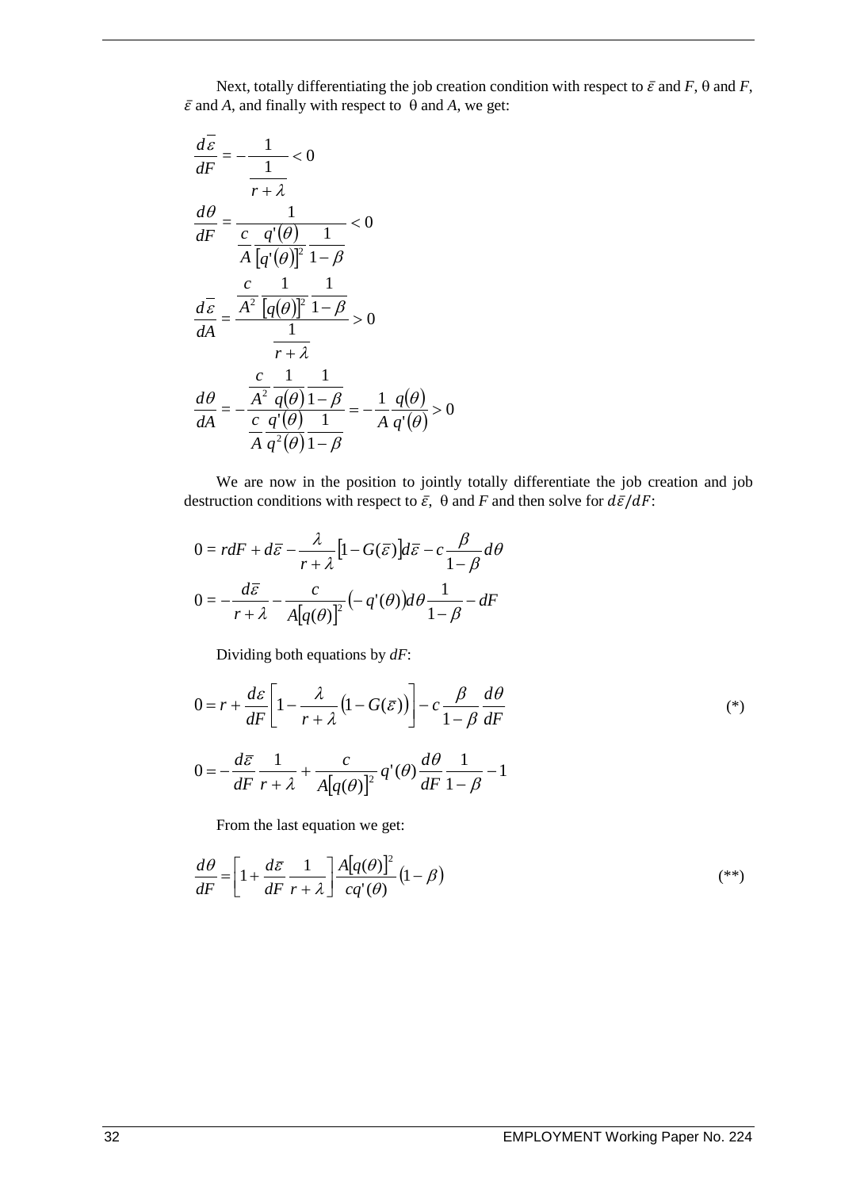Next, totally differentiating the job creation condition with respect to $\bar{\varepsilon}$ and *F*, θ and *F*, $\bar{\varepsilon}$ and *A*, and finally with respect to θ and *A*, we get:

$$\frac{d\bar{\varepsilon}}{dF} = -\frac{1}{\frac{1}{r+\lambda}} < 0$$

$$\frac{d\theta}{dF} = \frac{1}{\frac{c}{A}\frac{q'(\theta)}{[q'(\theta)]^2}\frac{1}{1-\beta}} < 0$$

$$\frac{d\bar{\varepsilon}}{dA} = \frac{\frac{c}{A^2}\frac{1}{[q(\theta)]^2}\frac{1}{1-\beta}}{\frac{1}{r+\lambda}} > 0$$

$$\frac{d\theta}{dA} = -\frac{\frac{c}{A^2}\frac{1}{q(\theta)}\frac{1}{1-\beta}}{\frac{c}{A}\frac{q'(\theta)}{q^2(\theta)}\frac{1}{1-\beta}} = -\frac{1}{A}\frac{q(\theta)}{q'(\theta)} > 0$$

We are now in the position to jointly totally differentiate the job creation and job destruction conditions with respect to $\bar{\varepsilon}$, θ and *F* and then solve for $d\bar{\varepsilon}/dF$:

$$0 = rdF + d\bar{\varepsilon} - \frac{\lambda}{r+\lambda}\left[1 - G(\bar{\varepsilon})\right]d\bar{\varepsilon} - c\frac{\beta}{1-\beta}d\theta$$

$$0 = -\frac{d\bar{\varepsilon}}{r+\lambda} - \frac{c}{A[q(\theta)]^2}\left(-q'(\theta)\right)d\theta\frac{1}{1-\beta} - dF$$

Dividing both equations by *dF*:

$$0 = r + \frac{d\varepsilon}{dF}\left[1 - \frac{\lambda}{r+\lambda}\left(1 - G(\bar{\varepsilon})\right)\right] - c\frac{\beta}{1-\beta}\frac{d\theta}{dF} \tag{*}$$

$$0 = -\frac{d\bar{\varepsilon}}{dF}\frac{1}{r+\lambda} + \frac{c}{A[q(\theta)]^2}q'(\theta)\frac{d\theta}{dF}\frac{1}{1-\beta} - 1$$

From the last equation we get:

$$\frac{d\theta}{dF} = \left[1 + \frac{d\bar{\varepsilon}}{dF}\frac{1}{r+\lambda}\right]\frac{A[q(\theta)]^2}{cq'(\theta)}\left(1-\beta\right) \tag{**}$$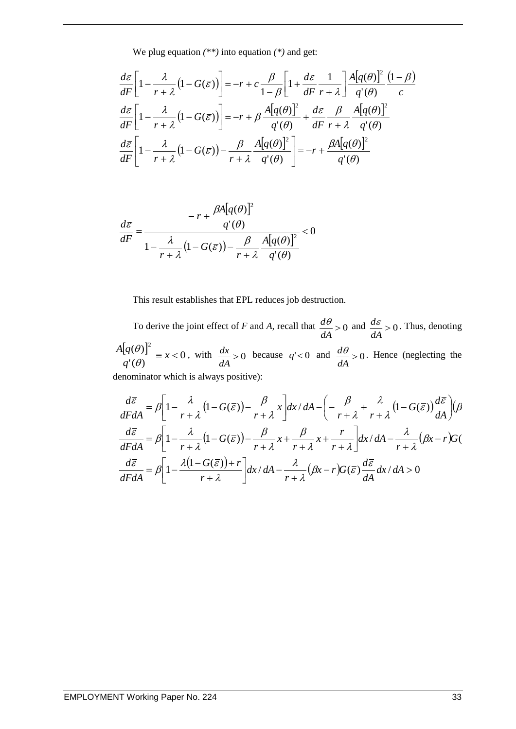We plug equation *(\*\*)* into equation *(\*)* and get:

$$\frac{d\varepsilon}{dF}\left[1-\frac{\lambda}{r+\lambda}\left(1-G(\varepsilon)\right)\right]=-r+c\frac{\beta}{1-\beta}\left[1+\frac{d\varepsilon}{dF}\frac{1}{r+\lambda}\right]\frac{A[q(\theta)]^2}{q'(\theta)}\frac{(1-\beta)}{c}$$

$$\frac{d\varepsilon}{dF}\left[1-\frac{\lambda}{r+\lambda}\left(1-G(\bar{\varepsilon})\right)\right]=-r+\beta\frac{A[q(\theta)]^2}{q'(\theta)}+\frac{d\varepsilon}{dF}\frac{\beta}{r+\lambda}\frac{A[q(\theta)]^2}{q'(\theta)}$$

$$\frac{d\bar{\varepsilon}}{dF}\left[1-\frac{\lambda}{r+\lambda}\left(1-G(\varepsilon)\right)-\frac{\beta}{r+\lambda}\frac{A[q(\theta)]^2}{q'(\theta)}\right]=-r+\frac{\beta A[q(\theta)]^2}{q'(\theta)}$$

$$\frac{d\varepsilon}{dF}=\frac{-r+\dfrac{\beta A[q(\theta)]^2}{q'(\theta)}}{1-\dfrac{\lambda}{r+\lambda}\left(1-G(\varepsilon)\right)-\dfrac{\beta}{r+\lambda}\dfrac{A[q(\theta)]^2}{q'(\theta)}}<0$$

This result establishes that EPL reduces job destruction.

To derive the joint effect of *F* and *A*, recall that $\frac{d\theta}{dA}>0$ and $\frac{d\varepsilon}{dA}>0$. Thus, denoting $\frac{A[q(\theta)]^2}{q'(\theta)}\equiv x<0$, with $\frac{dx}{dA}>0$ because $q'<0$ and $\frac{d\theta}{dA}>0$. Hence (neglecting the denominator which is always positive):

$$\frac{d\bar{\varepsilon}}{dFdA}=\beta\left[1-\frac{\lambda}{r+\lambda}\left(1-G(\bar{\varepsilon})\right)-\frac{\beta}{r+\lambda}x\right]dx/dA-\left(-\frac{\beta}{r+\lambda}+\frac{\lambda}{r+\lambda}\left(1-G(\bar{\varepsilon})\right)\frac{d\bar{\varepsilon}}{dA}\right)(\beta$$

$$\frac{d\bar{\varepsilon}}{dFdA}=\beta\left[1-\frac{\lambda}{r+\lambda}\left(1-G(\bar{\varepsilon})\right)-\frac{\beta}{r+\lambda}x+\frac{\beta}{r+\lambda}x+\frac{r}{r+\lambda}\right]dx/dA-\frac{\lambda}{r+\lambda}(\beta x-r)G($$

$$\frac{d\bar{\varepsilon}}{dFdA}=\beta\left[1-\frac{\lambda\left(1-G(\bar{\varepsilon})\right)+r}{r+\lambda}\right]dx/dA-\frac{\lambda}{r+\lambda}(\beta x-r)G(\bar{\varepsilon})\frac{d\bar{\varepsilon}}{dA}dx/dA>0$$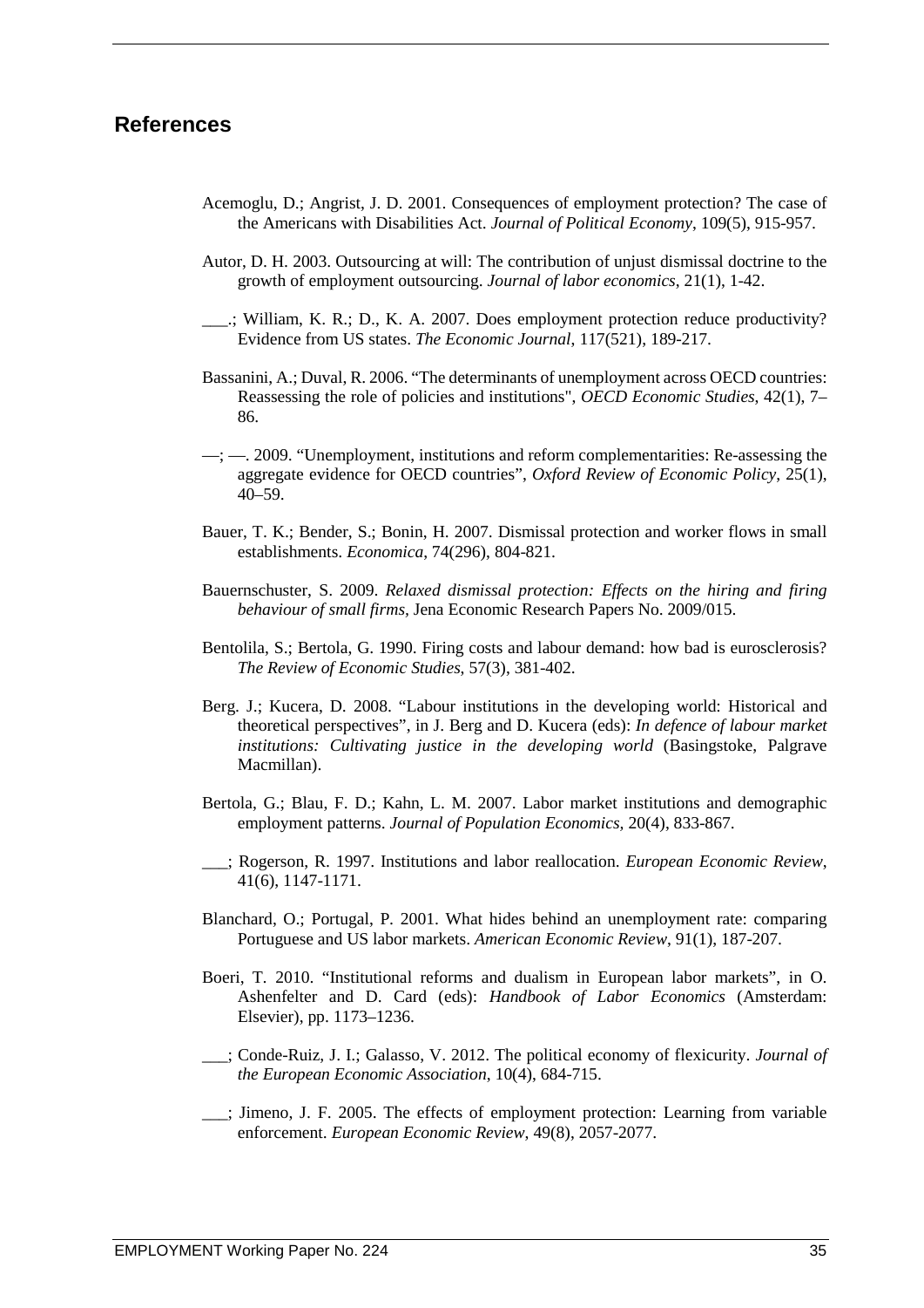## References

Acemoglu, D.; Angrist, J. D. 2001. Consequences of employment protection? The case of the Americans with Disabilities Act. *Journal of Political Economy*, 109(5), 915-957.

Autor, D. H. 2003. Outsourcing at will: The contribution of unjust dismissal doctrine to the growth of employment outsourcing. *Journal of labor economics*, 21(1), 1-42.

___.; William, K. R.; D., K. A. 2007. Does employment protection reduce productivity? Evidence from US states. *The Economic Journal*, 117(521), 189-217.

Bassanini, A.; Duval, R. 2006. "The determinants of unemployment across OECD countries: Reassessing the role of policies and institutions", *OECD Economic Studies*, 42(1), 7–86.

—; —. 2009. "Unemployment, institutions and reform complementarities: Re-assessing the aggregate evidence for OECD countries", *Oxford Review of Economic Policy*, 25(1), 40–59.

Bauer, T. K.; Bender, S.; Bonin, H. 2007. Dismissal protection and worker flows in small establishments. *Economica*, 74(296), 804-821.

Bauernschuster, S. 2009. *Relaxed dismissal protection: Effects on the hiring and firing behaviour of small firms*, Jena Economic Research Papers No. 2009/015.

Bentolila, S.; Bertola, G. 1990. Firing costs and labour demand: how bad is eurosclerosis? *The Review of Economic Studies*, 57(3), 381-402.

Berg. J.; Kucera, D. 2008. "Labour institutions in the developing world: Historical and theoretical perspectives", in J. Berg and D. Kucera (eds): *In defence of labour market institutions: Cultivating justice in the developing world* (Basingstoke, Palgrave Macmillan).

Bertola, G.; Blau, F. D.; Kahn, L. M. 2007. Labor market institutions and demographic employment patterns. *Journal of Population Economics*, 20(4), 833-867.

___; Rogerson, R. 1997. Institutions and labor reallocation. *European Economic Review*, 41(6), 1147-1171.

Blanchard, O.; Portugal, P. 2001. What hides behind an unemployment rate: comparing Portuguese and US labor markets. *American Economic Review*, 91(1), 187-207.

Boeri, T. 2010. "Institutional reforms and dualism in European labor markets", in O. Ashenfelter and D. Card (eds): *Handbook of Labor Economics* (Amsterdam: Elsevier), pp. 1173–1236.

___; Conde-Ruiz, J. I.; Galasso, V. 2012. The political economy of flexicurity. *Journal of the European Economic Association*, 10(4), 684-715.

___; Jimeno, J. F. 2005. The effects of employment protection: Learning from variable enforcement. *European Economic Review*, 49(8), 2057-2077.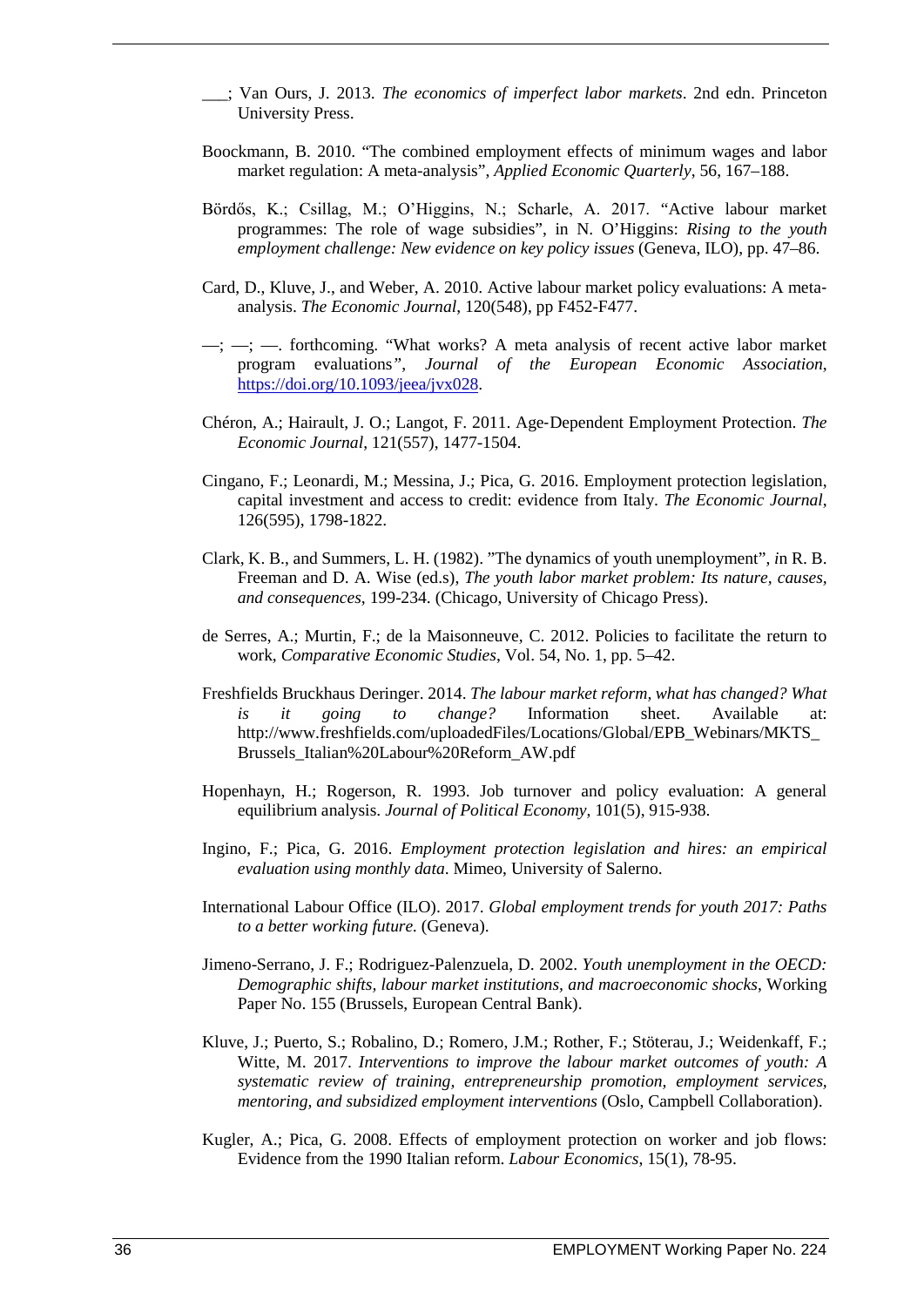___; Van Ours, J. 2013. *The economics of imperfect labor markets*. 2nd edn. Princeton University Press.

Boockmann, B. 2010. "The combined employment effects of minimum wages and labor market regulation: A meta-analysis", *Applied Economic Quarterly*, 56, 167–188.

Bördős, K.; Csillag, M.; O'Higgins, N.; Scharle, A. 2017. "Active labour market programmes: The role of wage subsidies", in N. O'Higgins: *Rising to the youth employment challenge: New evidence on key policy issues* (Geneva, ILO), pp. 47–86.

Card, D., Kluve, J., and Weber, A. 2010. Active labour market policy evaluations: A meta-analysis. *The Economic Journal*, 120(548), pp F452-F477.

—; —; —. forthcoming. "What works? A meta analysis of recent active labor market program evaluations", *Journal of the European Economic Association*, https://doi.org/10.1093/jeea/jvx028.

Chéron, A.; Hairault, J. O.; Langot, F. 2011. Age-Dependent Employment Protection. *The Economic Journal*, 121(557), 1477-1504.

Cingano, F.; Leonardi, M.; Messina, J.; Pica, G. 2016. Employment protection legislation, capital investment and access to credit: evidence from Italy. *The Economic Journal*, 126(595), 1798-1822.

Clark, K. B., and Summers, L. H. (1982). "The dynamics of youth unemployment", *in* R. B. Freeman and D. A. Wise (ed.s), *The youth labor market problem: Its nature, causes, and consequences*, 199-234. (Chicago, University of Chicago Press).

de Serres, A.; Murtin, F.; de la Maisonneuve, C. 2012. Policies to facilitate the return to work, *Comparative Economic Studies*, Vol. 54, No. 1, pp. 5–42.

Freshfields Bruckhaus Deringer. 2014. *The labour market reform, what has changed? What is it going to change?* Information sheet. Available at: http://www.freshfields.com/uploadedFiles/Locations/Global/EPB_Webinars/MKTS_Brussels_Italian%20Labour%20Reform_AW.pdf

Hopenhayn, H.; Rogerson, R. 1993. Job turnover and policy evaluation: A general equilibrium analysis. *Journal of Political Economy*, 101(5), 915-938.

Ingino, F.; Pica, G. 2016. *Employment protection legislation and hires: an empirical evaluation using monthly data*. Mimeo, University of Salerno.

International Labour Office (ILO). 2017. *Global employment trends for youth 2017: Paths to a better working future.* (Geneva).

Jimeno-Serrano, J. F.; Rodriguez-Palenzuela, D. 2002. *Youth unemployment in the OECD: Demographic shifts, labour market institutions, and macroeconomic shocks*, Working Paper No. 155 (Brussels, European Central Bank).

Kluve, J.; Puerto, S.; Robalino, D.; Romero, J.M.; Rother, F.; Stöterau, J.; Weidenkaff, F.; Witte, M. 2017. *Interventions to improve the labour market outcomes of youth: A systematic review of training, entrepreneurship promotion, employment services, mentoring, and subsidized employment interventions* (Oslo, Campbell Collaboration).

Kugler, A.; Pica, G. 2008. Effects of employment protection on worker and job flows: Evidence from the 1990 Italian reform. *Labour Economics*, 15(1), 78-95.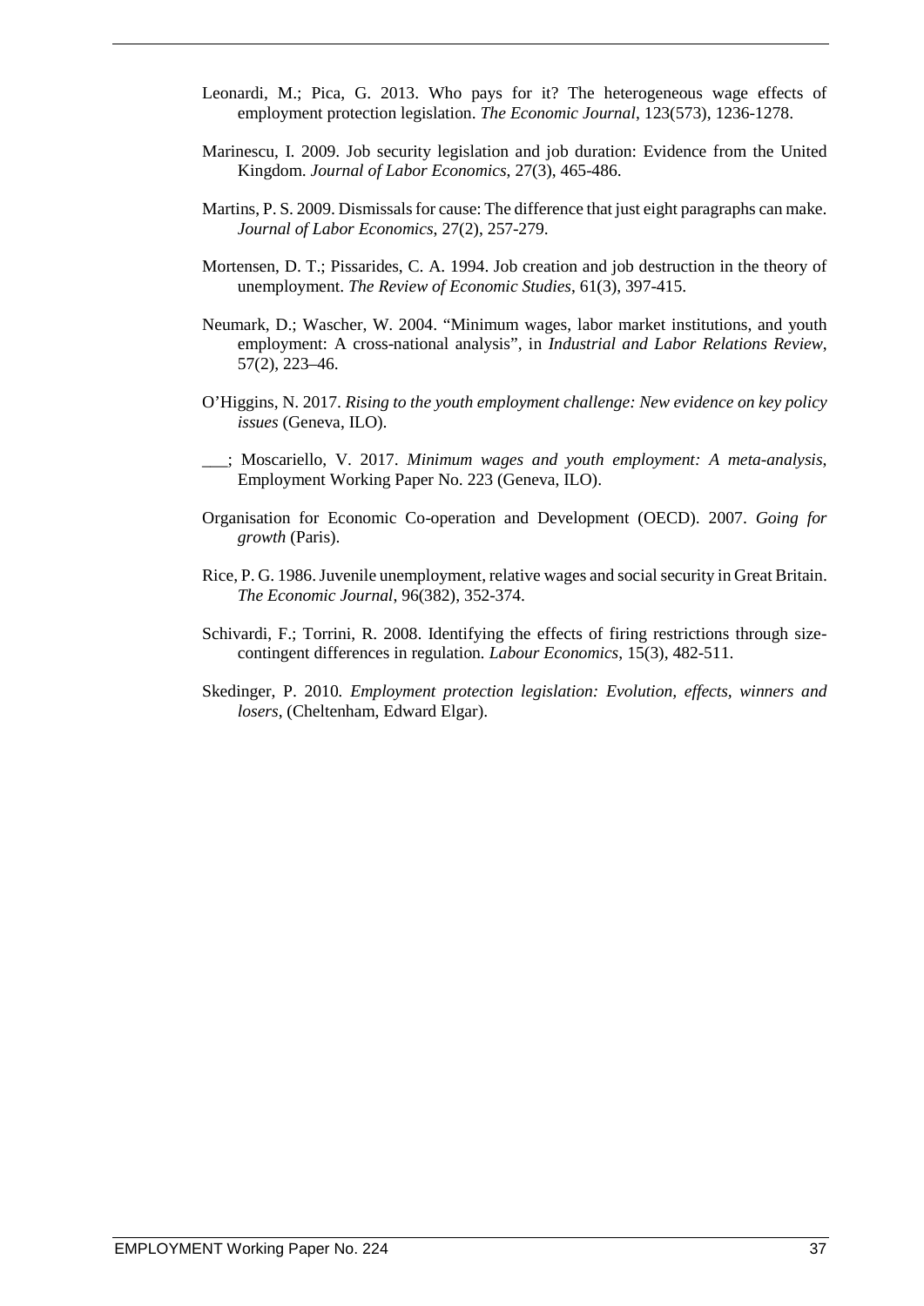Leonardi, M.; Pica, G. 2013. Who pays for it? The heterogeneous wage effects of employment protection legislation. *The Economic Journal*, 123(573), 1236-1278.

Marinescu, I. 2009. Job security legislation and job duration: Evidence from the United Kingdom. *Journal of Labor Economics*, 27(3), 465-486.

Martins, P. S. 2009. Dismissals for cause: The difference that just eight paragraphs can make. *Journal of Labor Economics*, 27(2), 257-279.

Mortensen, D. T.; Pissarides, C. A. 1994. Job creation and job destruction in the theory of unemployment. *The Review of Economic Studies*, 61(3), 397-415.

Neumark, D.; Wascher, W. 2004. "Minimum wages, labor market institutions, and youth employment: A cross-national analysis", in *Industrial and Labor Relations Review*, 57(2), 223–46.

O'Higgins, N. 2017. *Rising to the youth employment challenge: New evidence on key policy issues* (Geneva, ILO).

___; Moscariello, V. 2017. *Minimum wages and youth employment: A meta-analysis*, Employment Working Paper No. 223 (Geneva, ILO).

Organisation for Economic Co-operation and Development (OECD). 2007. *Going for growth* (Paris).

Rice, P. G. 1986. Juvenile unemployment, relative wages and social security in Great Britain. *The Economic Journal*, 96(382), 352-374.

Schivardi, F.; Torrini, R. 2008. Identifying the effects of firing restrictions through size-contingent differences in regulation. *Labour Economics*, 15(3), 482-511.

Skedinger, P. 2010. *Employment protection legislation: Evolution, effects, winners and losers*, (Cheltenham, Edward Elgar).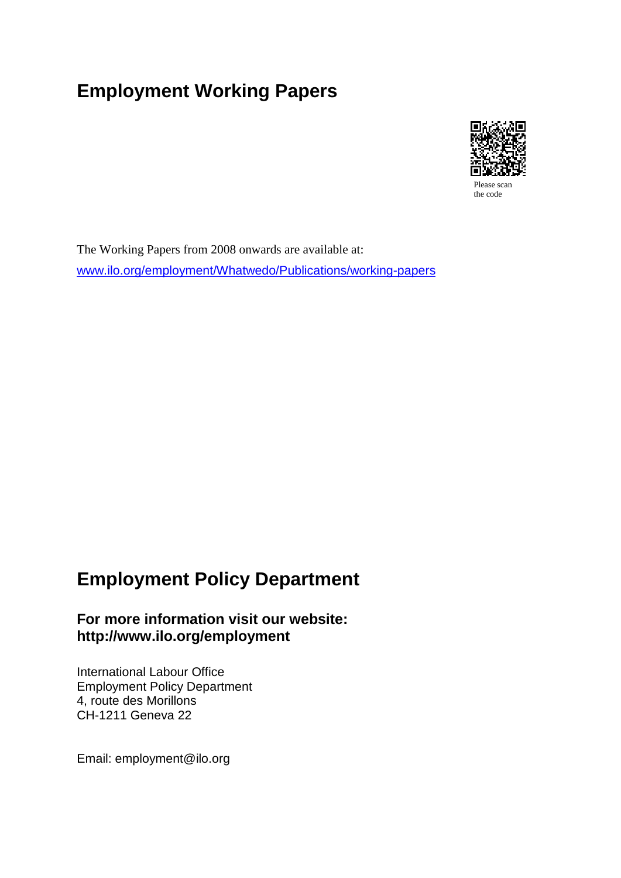# Employment Working Papers

Please scan the code

The Working Papers from 2008 onwards are available at:

www.ilo.org/employment/Whatwedo/Publications/working-papers

# Employment Policy Department

### For more information visit our website: http://www.ilo.org/employment

International Labour Office
Employment Policy Department
4, route des Morillons
CH-1211 Geneva 22

Email: employment@ilo.org